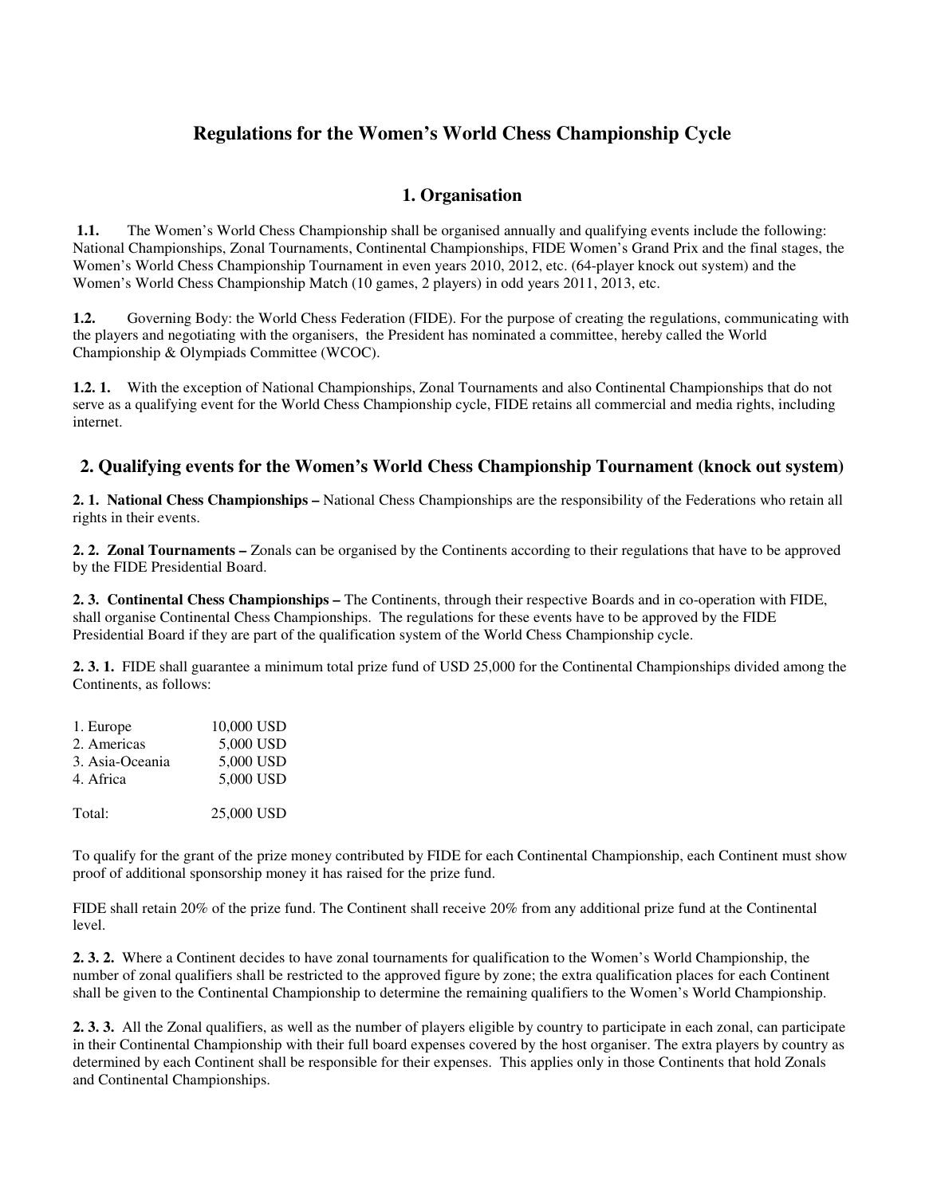# Regulations for the Women's World Chess Championship Cycle

## 1. Organisation

**1.1.** The Women's World Chess Championship shall be organised annually and qualifying events include the following: National Championships, Zonal Tournaments, Continental Championships, FIDE Women's Grand Prix and the final stages, the Women's World Chess Championship Tournament in even years 2010, 2012, etc. (64-player knock out system) and the Women's World Chess Championship Match (10 games, 2 players) in odd years 2011, 2013, etc.

**1.2.** Governing Body: the World Chess Federation (FIDE). For the purpose of creating the regulations, communicating with the players and negotiating with the organisers, the President has nominated a committee, hereby called the World Championship & Olympiads Committee (WCOC).

**1.2. 1.** With the exception of National Championships, Zonal Tournaments and also Continental Championships that do not serve as a qualifying event for the World Chess Championship cycle, FIDE retains all commercial and media rights, including internet.

## 2. Qualifying events for the Women's World Chess Championship Tournament (knock out system)

**2. 1. National Chess Championships –** National Chess Championships are the responsibility of the Federations who retain all rights in their events.

**2. 2. Zonal Tournaments –** Zonals can be organised by the Continents according to their regulations that have to be approved by the FIDE Presidential Board.

**2. 3. Continental Chess Championships –** The Continents, through their respective Boards and in co-operation with FIDE, shall organise Continental Chess Championships. The regulations for these events have to be approved by the FIDE Presidential Board if they are part of the qualification system of the World Chess Championship cycle.

**2. 3. 1.** FIDE shall guarantee a minimum total prize fund of USD 25,000 for the Continental Championships divided among the Continents, as follows:

| | |
|---|---|
| 1. Europe | 10,000 USD |
| 2. Americas | 5,000 USD |
| 3. Asia-Oceania | 5,000 USD |
| 4. Africa | 5,000 USD |
| Total: | 25,000 USD |

To qualify for the grant of the prize money contributed by FIDE for each Continental Championship, each Continent must show proof of additional sponsorship money it has raised for the prize fund.

FIDE shall retain 20% of the prize fund. The Continent shall receive 20% from any additional prize fund at the Continental level.

**2. 3. 2.** Where a Continent decides to have zonal tournaments for qualification to the Women's World Championship, the number of zonal qualifiers shall be restricted to the approved figure by zone; the extra qualification places for each Continent shall be given to the Continental Championship to determine the remaining qualifiers to the Women's World Championship.

**2. 3. 3.** All the Zonal qualifiers, as well as the number of players eligible by country to participate in each zonal, can participate in their Continental Championship with their full board expenses covered by the host organiser. The extra players by country as determined by each Continent shall be responsible for their expenses. This applies only in those Continents that hold Zonals and Continental Championships.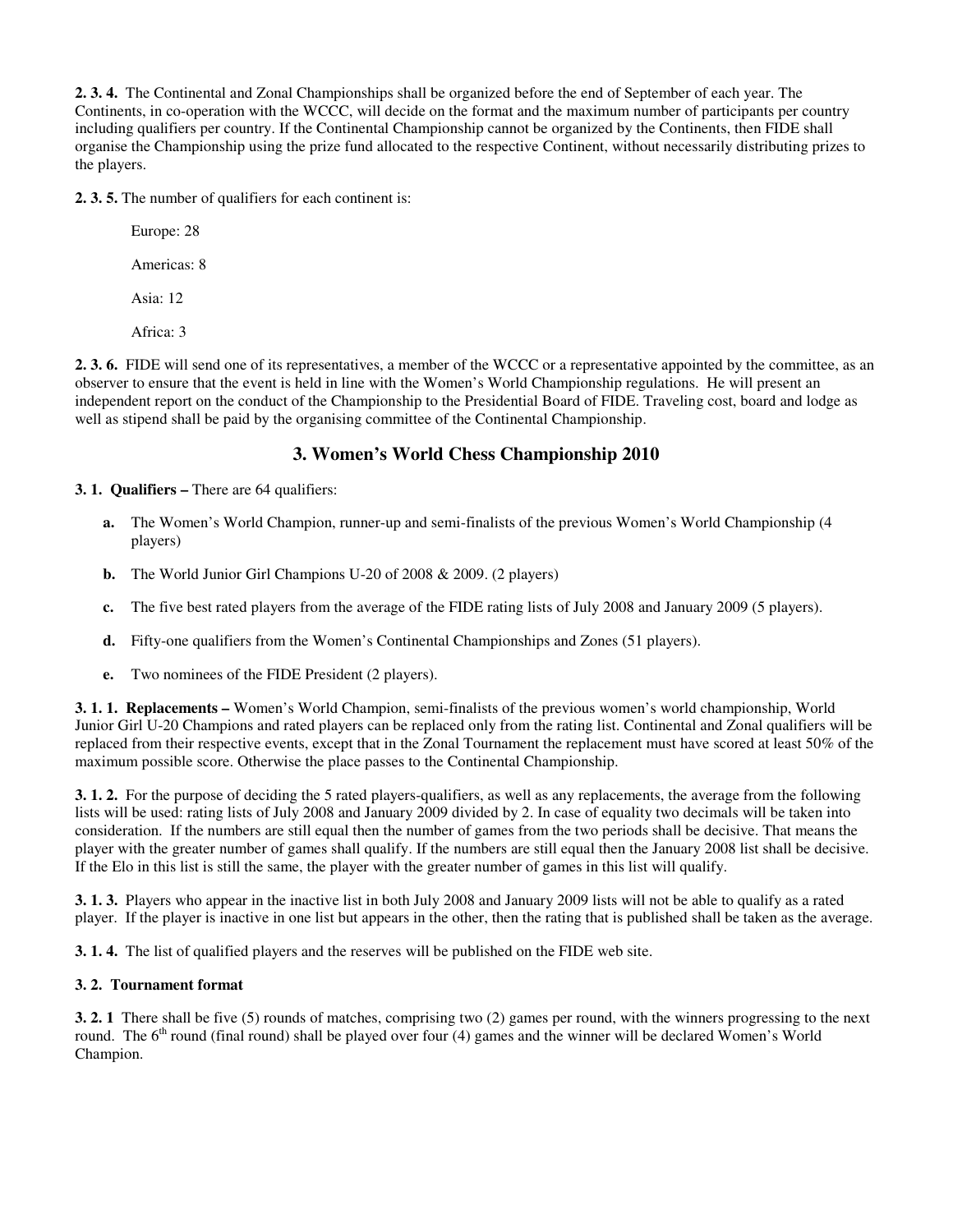**2. 3. 4.** The Continental and Zonal Championships shall be organized before the end of September of each year. The Continents, in co-operation with the WCCC, will decide on the format and the maximum number of participants per country including qualifiers per country. If the Continental Championship cannot be organized by the Continents, then FIDE shall organise the Championship using the prize fund allocated to the respective Continent, without necessarily distributing prizes to the players.

**2. 3. 5.** The number of qualifiers for each continent is:

Europe: 28

Americas: 8

Asia: 12

Africa: 3

**2. 3. 6.** FIDE will send one of its representatives, a member of the WCCC or a representative appointed by the committee, as an observer to ensure that the event is held in line with the Women's World Championship regulations. He will present an independent report on the conduct of the Championship to the Presidential Board of FIDE. Traveling cost, board and lodge as well as stipend shall be paid by the organising committee of the Continental Championship.

## 3. Women's World Chess Championship 2010

**3. 1. Qualifiers –** There are 64 qualifiers:

- **a.** The Women's World Champion, runner-up and semi-finalists of the previous Women's World Championship (4 players)
- **b.** The World Junior Girl Champions U-20 of 2008 & 2009. (2 players)
- **c.** The five best rated players from the average of the FIDE rating lists of July 2008 and January 2009 (5 players).
- **d.** Fifty-one qualifiers from the Women's Continental Championships and Zones (51 players).
- **e.** Two nominees of the FIDE President (2 players).

**3. 1. 1. Replacements –** Women's World Champion, semi-finalists of the previous women's world championship, World Junior Girl U-20 Champions and rated players can be replaced only from the rating list. Continental and Zonal qualifiers will be replaced from their respective events, except that in the Zonal Tournament the replacement must have scored at least 50% of the maximum possible score. Otherwise the place passes to the Continental Championship.

**3. 1. 2.** For the purpose of deciding the 5 rated players-qualifiers, as well as any replacements, the average from the following lists will be used: rating lists of July 2008 and January 2009 divided by 2. In case of equality two decimals will be taken into consideration. If the numbers are still equal then the number of games from the two periods shall be decisive. That means the player with the greater number of games shall qualify. If the numbers are still equal then the January 2008 list shall be decisive. If the Elo in this list is still the same, the player with the greater number of games in this list will qualify.

**3. 1. 3.** Players who appear in the inactive list in both July 2008 and January 2009 lists will not be able to qualify as a rated player. If the player is inactive in one list but appears in the other, then the rating that is published shall be taken as the average.

**3. 1. 4.** The list of qualified players and the reserves will be published on the FIDE web site.

**3. 2. Tournament format**

**3. 2. 1** There shall be five (5) rounds of matches, comprising two (2) games per round, with the winners progressing to the next round. The 6th round (final round) shall be played over four (4) games and the winner will be declared Women's World Champion.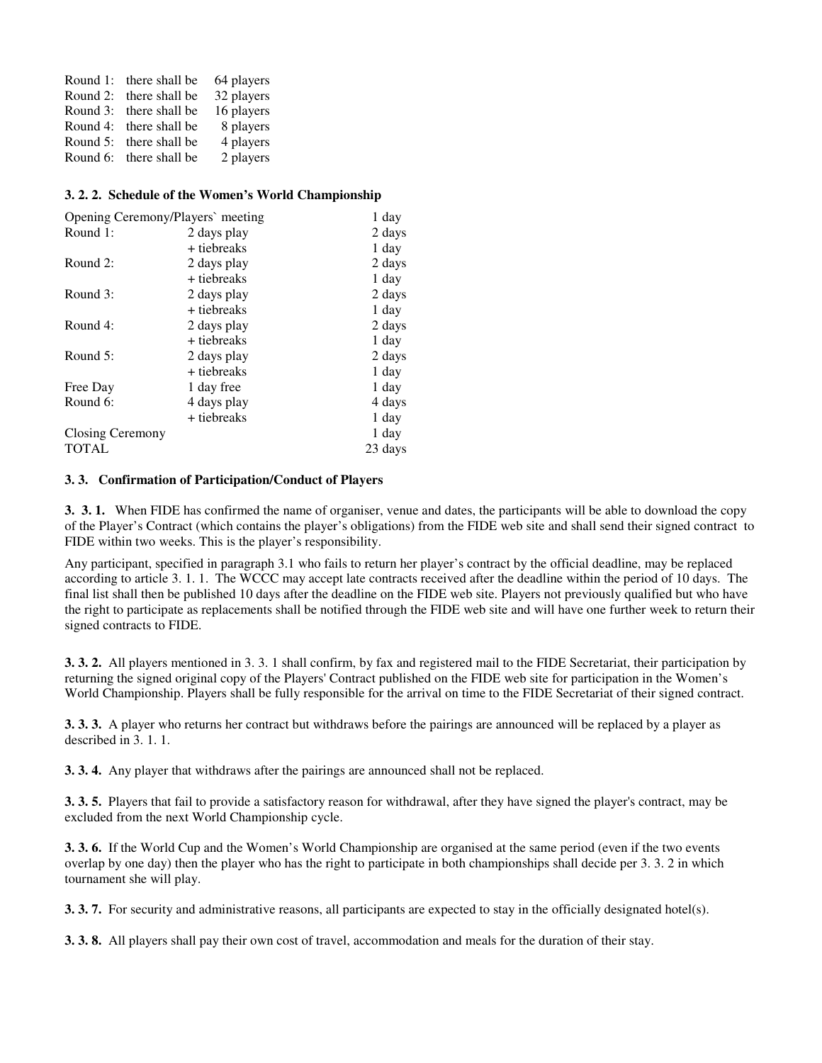| | | |
|---|---|---|
| Round 1: | there shall be | 64 players |
| Round 2: | there shall be | 32 players |
| Round 3: | there shall be | 16 players |
| Round 4: | there shall be | 8 players |
| Round 5: | there shall be | 4 players |
| Round 6: | there shall be | 2 players |

### 3. 2. 2. Schedule of the Women's World Championship

| | | |
|---|---|---|
| Opening Ceremony/Players` meeting | | 1 day |
| Round 1: | 2 days play | 2 days |
| | + tiebreaks | 1 day |
| Round 2: | 2 days play | 2 days |
| | + tiebreaks | 1 day |
| Round 3: | 2 days play | 2 days |
| | + tiebreaks | 1 day |
| Round 4: | 2 days play | 2 days |
| | + tiebreaks | 1 day |
| Round 5: | 2 days play | 2 days |
| | + tiebreaks | 1 day |
| Free Day | 1 day free | 1 day |
| Round 6: | 4 days play | 4 days |
| | + tiebreaks | 1 day |
| Closing Ceremony | | 1 day |
| TOTAL | | 23 days |

### 3. 3. Confirmation of Participation/Conduct of Players

**3. 3. 1.** When FIDE has confirmed the name of organiser, venue and dates, the participants will be able to download the copy of the Player's Contract (which contains the player's obligations) from the FIDE web site and shall send their signed contract to FIDE within two weeks. This is the player's responsibility.

Any participant, specified in paragraph 3.1 who fails to return her player's contract by the official deadline, may be replaced according to article 3. 1. 1. The WCCC may accept late contracts received after the deadline within the period of 10 days. The final list shall then be published 10 days after the deadline on the FIDE web site. Players not previously qualified but who have the right to participate as replacements shall be notified through the FIDE web site and will have one further week to return their signed contracts to FIDE.

**3. 3. 2.** All players mentioned in 3. 3. 1 shall confirm, by fax and registered mail to the FIDE Secretariat, their participation by returning the signed original copy of the Players' Contract published on the FIDE web site for participation in the Women's World Championship. Players shall be fully responsible for the arrival on time to the FIDE Secretariat of their signed contract.

**3. 3. 3.** A player who returns her contract but withdraws before the pairings are announced will be replaced by a player as described in 3. 1. 1.

**3. 3. 4.** Any player that withdraws after the pairings are announced shall not be replaced.

**3. 3. 5.** Players that fail to provide a satisfactory reason for withdrawal, after they have signed the player's contract, may be excluded from the next World Championship cycle.

**3. 3. 6.** If the World Cup and the Women's World Championship are organised at the same period (even if the two events overlap by one day) then the player who has the right to participate in both championships shall decide per 3. 3. 2 in which tournament she will play.

**3. 3. 7.** For security and administrative reasons, all participants are expected to stay in the officially designated hotel(s).

**3. 3. 8.** All players shall pay their own cost of travel, accommodation and meals for the duration of their stay.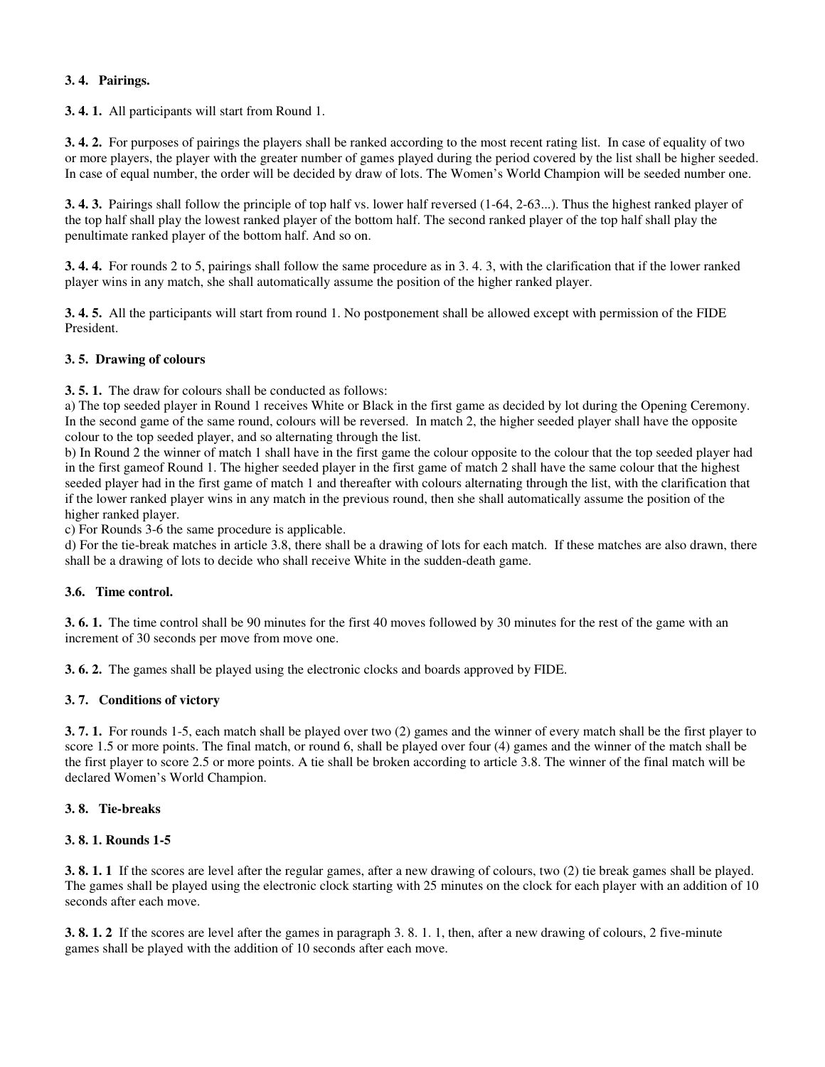### 3. 4. Pairings.

**3. 4. 1.** All participants will start from Round 1.

**3. 4. 2.** For purposes of pairings the players shall be ranked according to the most recent rating list. In case of equality of two or more players, the player with the greater number of games played during the period covered by the list shall be higher seeded. In case of equal number, the order will be decided by draw of lots. The Women's World Champion will be seeded number one.

**3. 4. 3.** Pairings shall follow the principle of top half vs. lower half reversed (1-64, 2-63...). Thus the highest ranked player of the top half shall play the lowest ranked player of the bottom half. The second ranked player of the top half shall play the penultimate ranked player of the bottom half. And so on.

**3. 4. 4.** For rounds 2 to 5, pairings shall follow the same procedure as in 3. 4. 3, with the clarification that if the lower ranked player wins in any match, she shall automatically assume the position of the higher ranked player.

**3. 4. 5.** All the participants will start from round 1. No postponement shall be allowed except with permission of the FIDE President.

### 3. 5. Drawing of colours

**3. 5. 1.** The draw for colours shall be conducted as follows:

a) The top seeded player in Round 1 receives White or Black in the first game as decided by lot during the Opening Ceremony. In the second game of the same round, colours will be reversed. In match 2, the higher seeded player shall have the opposite colour to the top seeded player, and so alternating through the list.

b) In Round 2 the winner of match 1 shall have in the first game the colour opposite to the colour that the top seeded player had in the first gameof Round 1. The higher seeded player in the first game of match 2 shall have the same colour that the highest seeded player had in the first game of match 1 and thereafter with colours alternating through the list, with the clarification that if the lower ranked player wins in any match in the previous round, then she shall automatically assume the position of the higher ranked player.

c) For Rounds 3-6 the same procedure is applicable.

d) For the tie-break matches in article 3.8, there shall be a drawing of lots for each match. If these matches are also drawn, there shall be a drawing of lots to decide who shall receive White in the sudden-death game.

### 3.6. Time control.

**3. 6. 1.** The time control shall be 90 minutes for the first 40 moves followed by 30 minutes for the rest of the game with an increment of 30 seconds per move from move one.

**3. 6. 2.** The games shall be played using the electronic clocks and boards approved by FIDE.

### 3. 7. Conditions of victory

**3. 7. 1.** For rounds 1-5, each match shall be played over two (2) games and the winner of every match shall be the first player to score 1.5 or more points. The final match, or round 6, shall be played over four (4) games and the winner of the match shall be the first player to score 2.5 or more points. A tie shall be broken according to article 3.8. The winner of the final match will be declared Women's World Champion.

### 3. 8. Tie-breaks

#### 3. 8. 1. Rounds 1-5

**3. 8. 1. 1** If the scores are level after the regular games, after a new drawing of colours, two (2) tie break games shall be played. The games shall be played using the electronic clock starting with 25 minutes on the clock for each player with an addition of 10 seconds after each move.

**3. 8. 1. 2** If the scores are level after the games in paragraph 3. 8. 1. 1, then, after a new drawing of colours, 2 five-minute games shall be played with the addition of 10 seconds after each move.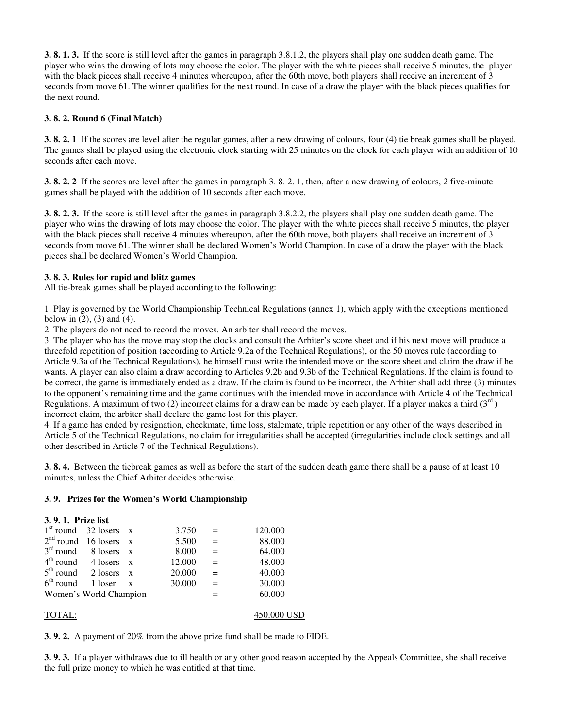**3. 8. 1. 3.** If the score is still level after the games in paragraph 3.8.1.2, the players shall play one sudden death game. The player who wins the drawing of lots may choose the color. The player with the white pieces shall receive 5 minutes, the player with the black pieces shall receive 4 minutes whereupon, after the 60th move, both players shall receive an increment of 3 seconds from move 61. The winner qualifies for the next round. In case of a draw the player with the black pieces qualifies for the next round.

**3. 8. 2. Round 6 (Final Match)**

**3. 8. 2. 1** If the scores are level after the regular games, after a new drawing of colours, four (4) tie break games shall be played. The games shall be played using the electronic clock starting with 25 minutes on the clock for each player with an addition of 10 seconds after each move.

**3. 8. 2. 2** If the scores are level after the games in paragraph 3. 8. 2. 1, then, after a new drawing of colours, 2 five-minute games shall be played with the addition of 10 seconds after each move.

**3. 8. 2. 3.** If the score is still level after the games in paragraph 3.8.2.2, the players shall play one sudden death game. The player who wins the drawing of lots may choose the color. The player with the white pieces shall receive 5 minutes, the player with the black pieces shall receive 4 minutes whereupon, after the 60th move, both players shall receive an increment of 3 seconds from move 61. The winner shall be declared Women's World Champion. In case of a draw the player with the black pieces shall be declared Women's World Champion.

**3. 8. 3. Rules for rapid and blitz games**
All tie-break games shall be played according to the following:

1. Play is governed by the World Championship Technical Regulations (annex 1), which apply with the exceptions mentioned below in (2), (3) and (4).
2. The players do not need to record the moves. An arbiter shall record the moves.
3. The player who has the move may stop the clocks and consult the Arbiter's score sheet and if his next move will produce a threefold repetition of position (according to Article 9.2a of the Technical Regulations), or the 50 moves rule (according to Article 9.3a of the Technical Regulations), he himself must write the intended move on the score sheet and claim the draw if he wants. A player can also claim a draw according to Articles 9.2b and 9.3b of the Technical Regulations. If the claim is found to be correct, the game is immediately ended as a draw. If the claim is found to be incorrect, the Arbiter shall add three (3) minutes to the opponent's remaining time and the game continues with the intended move in accordance with Article 4 of the Technical Regulations. A maximum of two (2) incorrect claims for a draw can be made by each player. If a player makes a third (3rd) incorrect claim, the arbiter shall declare the game lost for this player.
4. If a game has ended by resignation, checkmate, time loss, stalemate, triple repetition or any other of the ways described in Article 5 of the Technical Regulations, no claim for irregularities shall be accepted (irregularities include clock settings and all other described in Article 7 of the Technical Regulations).

**3. 8. 4.** Between the tiebreak games as well as before the start of the sudden death game there shall be a pause of at least 10 minutes, unless the Chief Arbiter decides otherwise.

**3. 9. Prizes for the Women's World Championship**

**3. 9. 1. Prize list**

| | | | | | |
|---|---|---|---|---|---|
| 1st round | 32 losers | x | 3.750 | = | 120.000 |
| 2nd round | 16 losers | x | 5.500 | = | 88.000 |
| 3rd round | 8 losers | x | 8.000 | = | 64.000 |
| 4th round | 4 losers | x | 12.000 | = | 48.000 |
| 5th round | 2 losers | x | 20.000 | = | 40.000 |
| 6th round | 1 loser | x | 30.000 | = | 30.000 |
| Women's World Champion | | | | = | 60.000 |
| TOTAL: | | | | | 450.000 USD |

**3. 9. 2.** A payment of 20% from the above prize fund shall be made to FIDE.

**3. 9. 3.** If a player withdraws due to ill health or any other good reason accepted by the Appeals Committee, she shall receive the full prize money to which he was entitled at that time.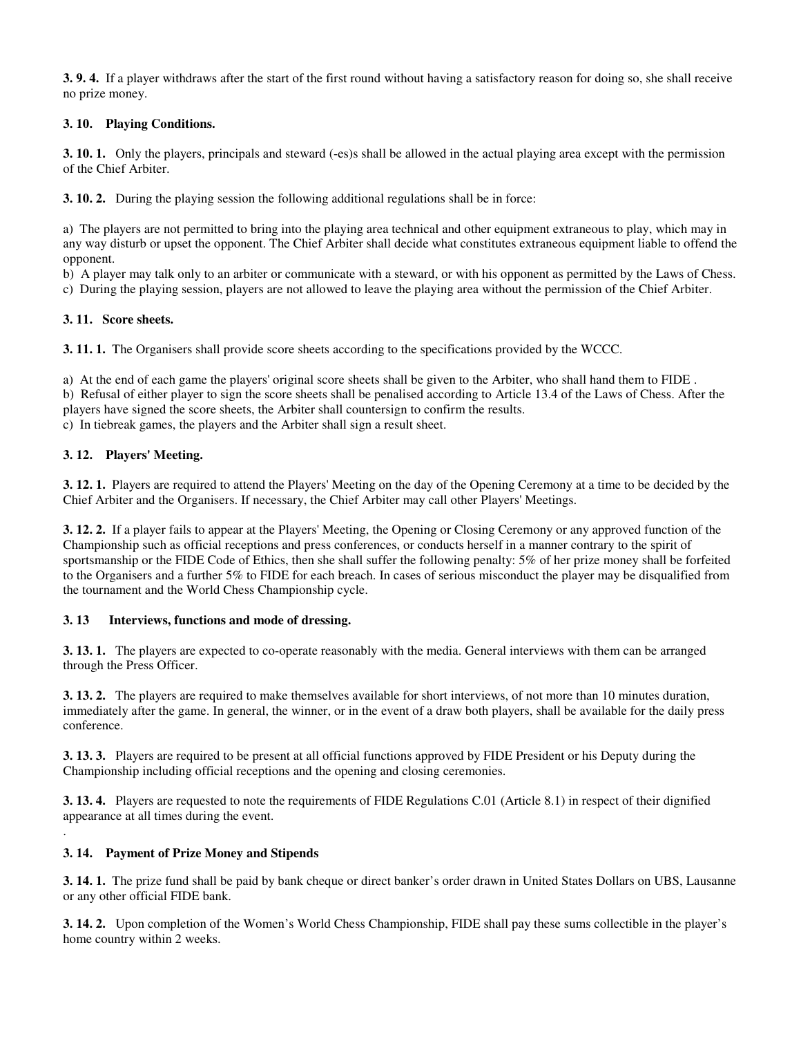**3. 9. 4.** If a player withdraws after the start of the first round without having a satisfactory reason for doing so, she shall receive no prize money.

**3. 10. Playing Conditions.**

**3. 10. 1.** Only the players, principals and steward (-es)s shall be allowed in the actual playing area except with the permission of the Chief Arbiter.

**3. 10. 2.** During the playing session the following additional regulations shall be in force:

a) The players are not permitted to bring into the playing area technical and other equipment extraneous to play, which may in any way disturb or upset the opponent. The Chief Arbiter shall decide what constitutes extraneous equipment liable to offend the opponent.
b) A player may talk only to an arbiter or communicate with a steward, or with his opponent as permitted by the Laws of Chess.
c) During the playing session, players are not allowed to leave the playing area without the permission of the Chief Arbiter.

**3. 11. Score sheets.**

**3. 11. 1.** The Organisers shall provide score sheets according to the specifications provided by the WCCC.

a) At the end of each game the players' original score sheets shall be given to the Arbiter, who shall hand them to FIDE .
b) Refusal of either player to sign the score sheets shall be penalised according to Article 13.4 of the Laws of Chess. After the players have signed the score sheets, the Arbiter shall countersign to confirm the results.
c) In tiebreak games, the players and the Arbiter shall sign a result sheet.

**3. 12. Players' Meeting.**

**3. 12. 1.** Players are required to attend the Players' Meeting on the day of the Opening Ceremony at a time to be decided by the Chief Arbiter and the Organisers. If necessary, the Chief Arbiter may call other Players' Meetings.

**3. 12. 2.** If a player fails to appear at the Players' Meeting, the Opening or Closing Ceremony or any approved function of the Championship such as official receptions and press conferences, or conducts herself in a manner contrary to the spirit of sportsmanship or the FIDE Code of Ethics, then she shall suffer the following penalty: 5% of her prize money shall be forfeited to the Organisers and a further 5% to FIDE for each breach. In cases of serious misconduct the player may be disqualified from the tournament and the World Chess Championship cycle.

**3. 13 Interviews, functions and mode of dressing.**

**3. 13. 1.** The players are expected to co-operate reasonably with the media. General interviews with them can be arranged through the Press Officer.

**3. 13. 2.** The players are required to make themselves available for short interviews, of not more than 10 minutes duration, immediately after the game. In general, the winner, or in the event of a draw both players, shall be available for the daily press conference.

**3. 13. 3.** Players are required to be present at all official functions approved by FIDE President or his Deputy during the Championship including official receptions and the opening and closing ceremonies.

**3. 13. 4.** Players are requested to note the requirements of FIDE Regulations C.01 (Article 8.1) in respect of their dignified appearance at all times during the event.

.

**3. 14. Payment of Prize Money and Stipends**

**3. 14. 1.** The prize fund shall be paid by bank cheque or direct banker's order drawn in United States Dollars on UBS, Lausanne or any other official FIDE bank.

**3. 14. 2.** Upon completion of the Women's World Chess Championship, FIDE shall pay these sums collectible in the player's home country within 2 weeks.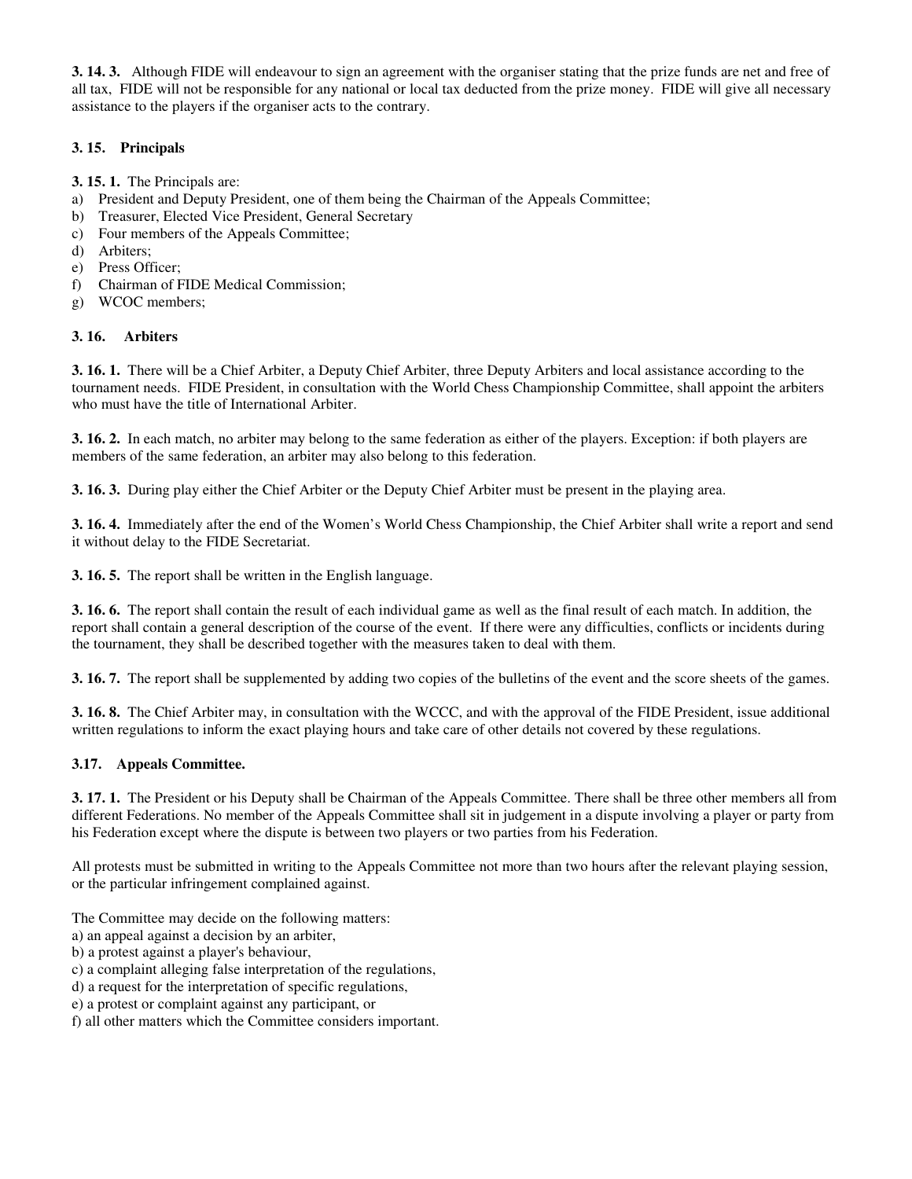**3. 14. 3.** Although FIDE will endeavour to sign an agreement with the organiser stating that the prize funds are net and free of all tax, FIDE will not be responsible for any national or local tax deducted from the prize money. FIDE will give all necessary assistance to the players if the organiser acts to the contrary.

### 3. 15. Principals

**3. 15. 1.** The Principals are:

a) President and Deputy President, one of them being the Chairman of the Appeals Committee;
b) Treasurer, Elected Vice President, General Secretary
c) Four members of the Appeals Committee;
d) Arbiters;
e) Press Officer;
f) Chairman of FIDE Medical Commission;
g) WCOC members;

### 3. 16. Arbiters

**3. 16. 1.** There will be a Chief Arbiter, a Deputy Chief Arbiter, three Deputy Arbiters and local assistance according to the tournament needs. FIDE President, in consultation with the World Chess Championship Committee, shall appoint the arbiters who must have the title of International Arbiter.

**3. 16. 2.** In each match, no arbiter may belong to the same federation as either of the players. Exception: if both players are members of the same federation, an arbiter may also belong to this federation.

**3. 16. 3.** During play either the Chief Arbiter or the Deputy Chief Arbiter must be present in the playing area.

**3. 16. 4.** Immediately after the end of the Women's World Chess Championship, the Chief Arbiter shall write a report and send it without delay to the FIDE Secretariat.

**3. 16. 5.** The report shall be written in the English language.

**3. 16. 6.** The report shall contain the result of each individual game as well as the final result of each match. In addition, the report shall contain a general description of the course of the event. If there were any difficulties, conflicts or incidents during the tournament, they shall be described together with the measures taken to deal with them.

**3. 16. 7.** The report shall be supplemented by adding two copies of the bulletins of the event and the score sheets of the games.

**3. 16. 8.** The Chief Arbiter may, in consultation with the WCCC, and with the approval of the FIDE President, issue additional written regulations to inform the exact playing hours and take care of other details not covered by these regulations.

### 3.17. Appeals Committee.

**3. 17. 1.** The President or his Deputy shall be Chairman of the Appeals Committee. There shall be three other members all from different Federations. No member of the Appeals Committee shall sit in judgement in a dispute involving a player or party from his Federation except where the dispute is between two players or two parties from his Federation.

All protests must be submitted in writing to the Appeals Committee not more than two hours after the relevant playing session, or the particular infringement complained against.

The Committee may decide on the following matters:

a) an appeal against a decision by an arbiter,
b) a protest against a player's behaviour,
c) a complaint alleging false interpretation of the regulations,
d) a request for the interpretation of specific regulations,
e) a protest or complaint against any participant, or
f) all other matters which the Committee considers important.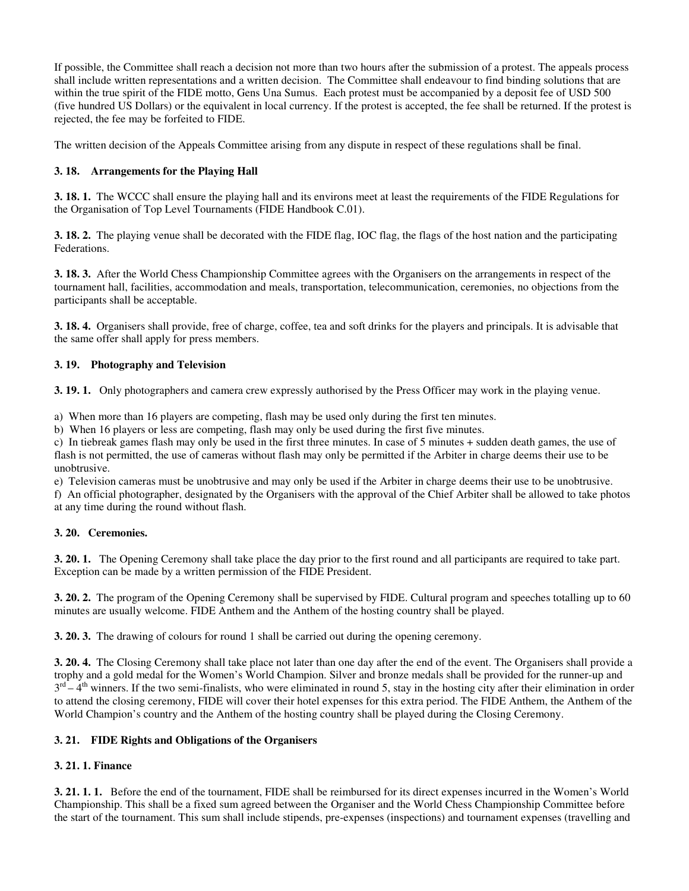If possible, the Committee shall reach a decision not more than two hours after the submission of a protest. The appeals process shall include written representations and a written decision. The Committee shall endeavour to find binding solutions that are within the true spirit of the FIDE motto, Gens Una Sumus. Each protest must be accompanied by a deposit fee of USD 500 (five hundred US Dollars) or the equivalent in local currency. If the protest is accepted, the fee shall be returned. If the protest is rejected, the fee may be forfeited to FIDE.

The written decision of the Appeals Committee arising from any dispute in respect of these regulations shall be final.

### 3. 18. Arrangements for the Playing Hall

**3. 18. 1.** The WCCC shall ensure the playing hall and its environs meet at least the requirements of the FIDE Regulations for the Organisation of Top Level Tournaments (FIDE Handbook C.01).

**3. 18. 2.** The playing venue shall be decorated with the FIDE flag, IOC flag, the flags of the host nation and the participating Federations.

**3. 18. 3.** After the World Chess Championship Committee agrees with the Organisers on the arrangements in respect of the tournament hall, facilities, accommodation and meals, transportation, telecommunication, ceremonies, no objections from the participants shall be acceptable.

**3. 18. 4.** Organisers shall provide, free of charge, coffee, tea and soft drinks for the players and principals. It is advisable that the same offer shall apply for press members.

### 3. 19. Photography and Television

**3. 19. 1.** Only photographers and camera crew expressly authorised by the Press Officer may work in the playing venue.

a) When more than 16 players are competing, flash may be used only during the first ten minutes.
b) When 16 players or less are competing, flash may only be used during the first five minutes.
c) In tiebreak games flash may only be used in the first three minutes. In case of 5 minutes + sudden death games, the use of flash is not permitted, the use of cameras without flash may only be permitted if the Arbiter in charge deems their use to be unobtrusive.
e) Television cameras must be unobtrusive and may only be used if the Arbiter in charge deems their use to be unobtrusive.
f) An official photographer, designated by the Organisers with the approval of the Chief Arbiter shall be allowed to take photos at any time during the round without flash.

### 3. 20. Ceremonies.

**3. 20. 1.** The Opening Ceremony shall take place the day prior to the first round and all participants are required to take part. Exception can be made by a written permission of the FIDE President.

**3. 20. 2.** The program of the Opening Ceremony shall be supervised by FIDE. Cultural program and speeches totalling up to 60 minutes are usually welcome. FIDE Anthem and the Anthem of the hosting country shall be played.

**3. 20. 3.** The drawing of colours for round 1 shall be carried out during the opening ceremony.

**3. 20. 4.** The Closing Ceremony shall take place not later than one day after the end of the event. The Organisers shall provide a trophy and a gold medal for the Women's World Champion. Silver and bronze medals shall be provided for the runner-up and 3rd – 4th winners. If the two semi-finalists, who were eliminated in round 5, stay in the hosting city after their elimination in order to attend the closing ceremony, FIDE will cover their hotel expenses for this extra period. The FIDE Anthem, the Anthem of the World Champion's country and the Anthem of the hosting country shall be played during the Closing Ceremony.

### 3. 21. FIDE Rights and Obligations of the Organisers

#### 3. 21. 1. Finance

**3. 21. 1. 1.** Before the end of the tournament, FIDE shall be reimbursed for its direct expenses incurred in the Women's World Championship. This shall be a fixed sum agreed between the Organiser and the World Chess Championship Committee before the start of the tournament. This sum shall include stipends, pre-expenses (inspections) and tournament expenses (travelling and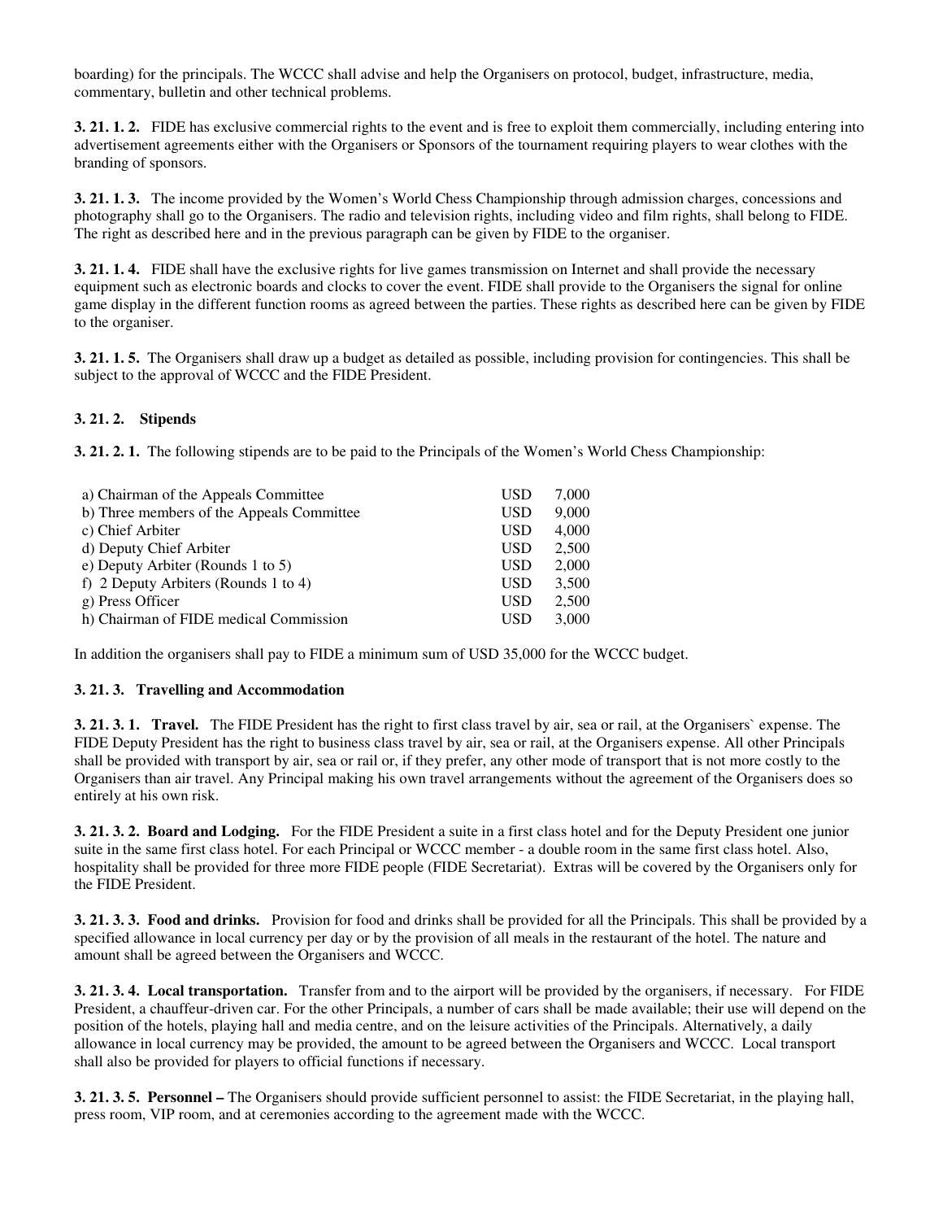boarding) for the principals. The WCCC shall advise and help the Organisers on protocol, budget, infrastructure, media, commentary, bulletin and other technical problems.

**3. 21. 1. 2.** FIDE has exclusive commercial rights to the event and is free to exploit them commercially, including entering into advertisement agreements either with the Organisers or Sponsors of the tournament requiring players to wear clothes with the branding of sponsors.

**3. 21. 1. 3.** The income provided by the Women's World Chess Championship through admission charges, concessions and photography shall go to the Organisers. The radio and television rights, including video and film rights, shall belong to FIDE. The right as described here and in the previous paragraph can be given by FIDE to the organiser.

**3. 21. 1. 4.** FIDE shall have the exclusive rights for live games transmission on Internet and shall provide the necessary equipment such as electronic boards and clocks to cover the event. FIDE shall provide to the Organisers the signal for online game display in the different function rooms as agreed between the parties. These rights as described here can be given by FIDE to the organiser.

**3. 21. 1. 5.** The Organisers shall draw up a budget as detailed as possible, including provision for contingencies. This shall be subject to the approval of WCCC and the FIDE President.

**3. 21. 2. Stipends**

**3. 21. 2. 1.** The following stipends are to be paid to the Principals of the Women's World Chess Championship:

| | | |
|---|---|---|
| a) Chairman of the Appeals Committee | USD | 7,000 |
| b) Three members of the Appeals Committee | USD | 9,000 |
| c) Chief Arbiter | USD | 4,000 |
| d) Deputy Chief Arbiter | USD | 2,500 |
| e) Deputy Arbiter (Rounds 1 to 5) | USD | 2,000 |
| f) 2 Deputy Arbiters (Rounds 1 to 4) | USD | 3,500 |
| g) Press Officer | USD | 2,500 |
| h) Chairman of FIDE medical Commission | USD | 3,000 |

In addition the organisers shall pay to FIDE a minimum sum of USD 35,000 for the WCCC budget.

**3. 21. 3. Travelling and Accommodation**

**3. 21. 3. 1. Travel.** The FIDE President has the right to first class travel by air, sea or rail, at the Organisers` expense. The FIDE Deputy President has the right to business class travel by air, sea or rail, at the Organisers expense. All other Principals shall be provided with transport by air, sea or rail or, if they prefer, any other mode of transport that is not more costly to the Organisers than air travel. Any Principal making his own travel arrangements without the agreement of the Organisers does so entirely at his own risk.

**3. 21. 3. 2. Board and Lodging.** For the FIDE President a suite in a first class hotel and for the Deputy President one junior suite in the same first class hotel. For each Principal or WCCC member - a double room in the same first class hotel. Also, hospitality shall be provided for three more FIDE people (FIDE Secretariat). Extras will be covered by the Organisers only for the FIDE President.

**3. 21. 3. 3. Food and drinks.** Provision for food and drinks shall be provided for all the Principals. This shall be provided by a specified allowance in local currency per day or by the provision of all meals in the restaurant of the hotel. The nature and amount shall be agreed between the Organisers and WCCC.

**3. 21. 3. 4. Local transportation.** Transfer from and to the airport will be provided by the organisers, if necessary. For FIDE President, a chauffeur-driven car. For the other Principals, a number of cars shall be made available; their use will depend on the position of the hotels, playing hall and media centre, and on the leisure activities of the Principals. Alternatively, a daily allowance in local currency may be provided, the amount to be agreed between the Organisers and WCCC. Local transport shall also be provided for players to official functions if necessary.

**3. 21. 3. 5. Personnel –** The Organisers should provide sufficient personnel to assist: the FIDE Secretariat, in the playing hall, press room, VIP room, and at ceremonies according to the agreement made with the WCCC.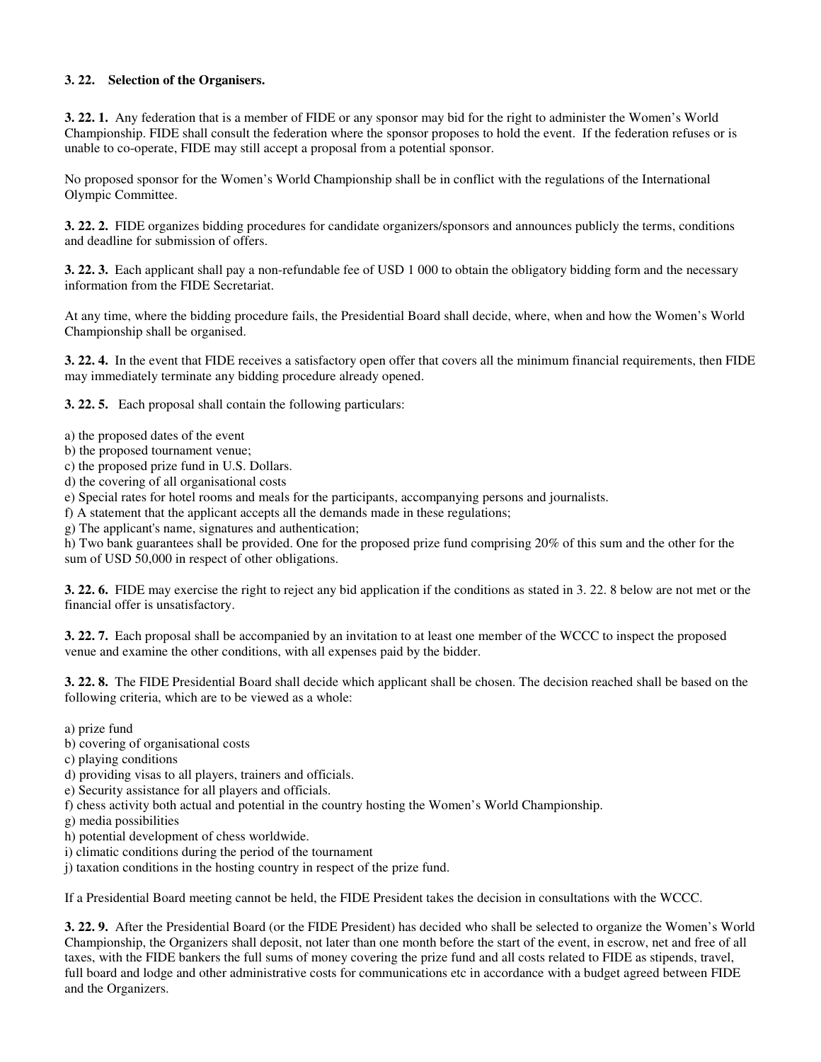**3. 22. Selection of the Organisers.**

**3. 22. 1.** Any federation that is a member of FIDE or any sponsor may bid for the right to administer the Women's World Championship. FIDE shall consult the federation where the sponsor proposes to hold the event. If the federation refuses or is unable to co-operate, FIDE may still accept a proposal from a potential sponsor.

No proposed sponsor for the Women's World Championship shall be in conflict with the regulations of the International Olympic Committee.

**3. 22. 2.** FIDE organizes bidding procedures for candidate organizers/sponsors and announces publicly the terms, conditions and deadline for submission of offers.

**3. 22. 3.** Each applicant shall pay a non-refundable fee of USD 1 000 to obtain the obligatory bidding form and the necessary information from the FIDE Secretariat.

At any time, where the bidding procedure fails, the Presidential Board shall decide, where, when and how the Women's World Championship shall be organised.

**3. 22. 4.** In the event that FIDE receives a satisfactory open offer that covers all the minimum financial requirements, then FIDE may immediately terminate any bidding procedure already opened.

**3. 22. 5.** Each proposal shall contain the following particulars:

a) the proposed dates of the event
b) the proposed tournament venue;
c) the proposed prize fund in U.S. Dollars.
d) the covering of all organisational costs
e) Special rates for hotel rooms and meals for the participants, accompanying persons and journalists.
f) A statement that the applicant accepts all the demands made in these regulations;
g) The applicant's name, signatures and authentication;
h) Two bank guarantees shall be provided. One for the proposed prize fund comprising 20% of this sum and the other for the sum of USD 50,000 in respect of other obligations.

**3. 22. 6.** FIDE may exercise the right to reject any bid application if the conditions as stated in 3. 22. 8 below are not met or the financial offer is unsatisfactory.

**3. 22. 7.** Each proposal shall be accompanied by an invitation to at least one member of the WCCC to inspect the proposed venue and examine the other conditions, with all expenses paid by the bidder.

**3. 22. 8.** The FIDE Presidential Board shall decide which applicant shall be chosen. The decision reached shall be based on the following criteria, which are to be viewed as a whole:

a) prize fund
b) covering of organisational costs
c) playing conditions
d) providing visas to all players, trainers and officials.
e) Security assistance for all players and officials.
f) chess activity both actual and potential in the country hosting the Women's World Championship.
g) media possibilities
h) potential development of chess worldwide.
i) climatic conditions during the period of the tournament
j) taxation conditions in the hosting country in respect of the prize fund.

If a Presidential Board meeting cannot be held, the FIDE President takes the decision in consultations with the WCCC.

**3. 22. 9.** After the Presidential Board (or the FIDE President) has decided who shall be selected to organize the Women's World Championship, the Organizers shall deposit, not later than one month before the start of the event, in escrow, net and free of all taxes, with the FIDE bankers the full sums of money covering the prize fund and all costs related to FIDE as stipends, travel, full board and lodge and other administrative costs for communications etc in accordance with a budget agreed between FIDE and the Organizers.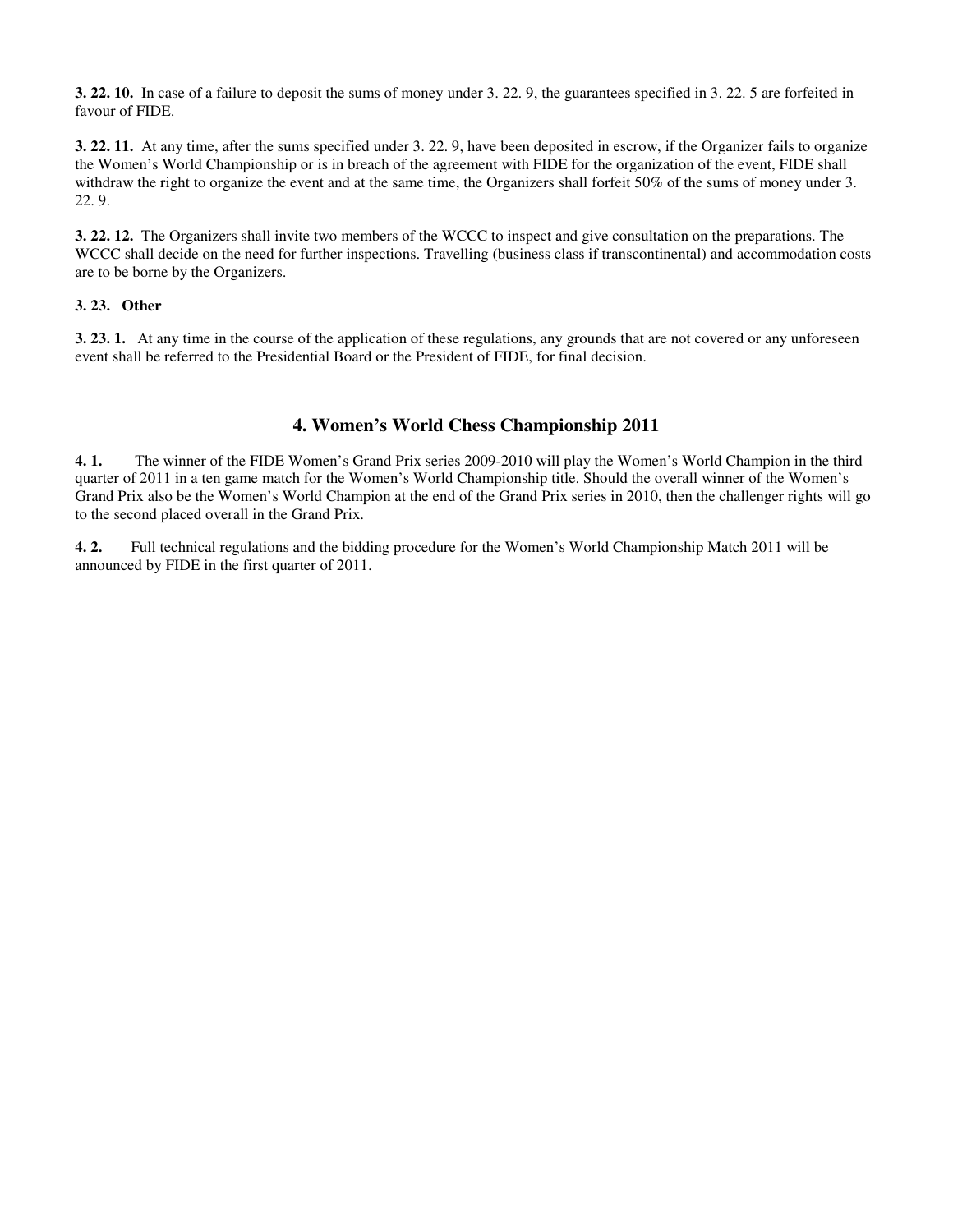**3. 22. 10.** In case of a failure to deposit the sums of money under 3. 22. 9, the guarantees specified in 3. 22. 5 are forfeited in favour of FIDE.

**3. 22. 11.** At any time, after the sums specified under 3. 22. 9, have been deposited in escrow, if the Organizer fails to organize the Women's World Championship or is in breach of the agreement with FIDE for the organization of the event, FIDE shall withdraw the right to organize the event and at the same time, the Organizers shall forfeit 50% of the sums of money under 3. 22. 9.

**3. 22. 12.** The Organizers shall invite two members of the WCCC to inspect and give consultation on the preparations. The WCCC shall decide on the need for further inspections. Travelling (business class if transcontinental) and accommodation costs are to be borne by the Organizers.

**3. 23. Other**

**3. 23. 1.** At any time in the course of the application of these regulations, any grounds that are not covered or any unforeseen event shall be referred to the Presidential Board or the President of FIDE, for final decision.

## 4. Women's World Chess Championship 2011

**4. 1.** The winner of the FIDE Women's Grand Prix series 2009-2010 will play the Women's World Champion in the third quarter of 2011 in a ten game match for the Women's World Championship title. Should the overall winner of the Women's Grand Prix also be the Women's World Champion at the end of the Grand Prix series in 2010, then the challenger rights will go to the second placed overall in the Grand Prix.

**4. 2.** Full technical regulations and the bidding procedure for the Women's World Championship Match 2011 will be announced by FIDE in the first quarter of 2011.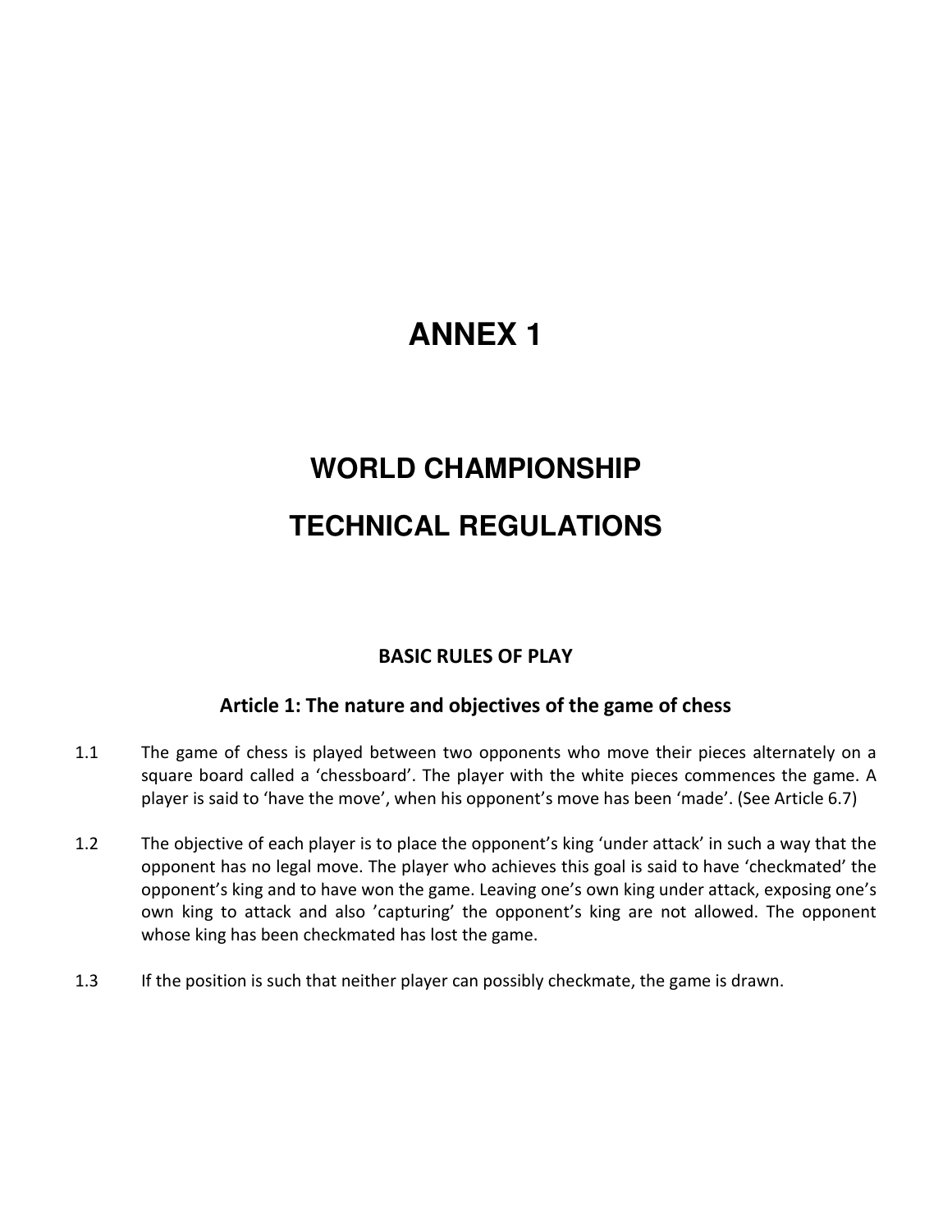# ANNEX 1

# WORLD CHAMPIONSHIP

# TECHNICAL REGULATIONS

## BASIC RULES OF PLAY

### Article 1: The nature and objectives of the game of chess

1.1 The game of chess is played between two opponents who move their pieces alternately on a square board called a 'chessboard'. The player with the white pieces commences the game. A player is said to 'have the move', when his opponent's move has been 'made'. (See Article 6.7)

1.2 The objective of each player is to place the opponent's king 'under attack' in such a way that the opponent has no legal move. The player who achieves this goal is said to have 'checkmated' the opponent's king and to have won the game. Leaving one's own king under attack, exposing one's own king to attack and also 'capturing' the opponent's king are not allowed. The opponent whose king has been checkmated has lost the game.

1.3 If the position is such that neither player can possibly checkmate, the game is drawn.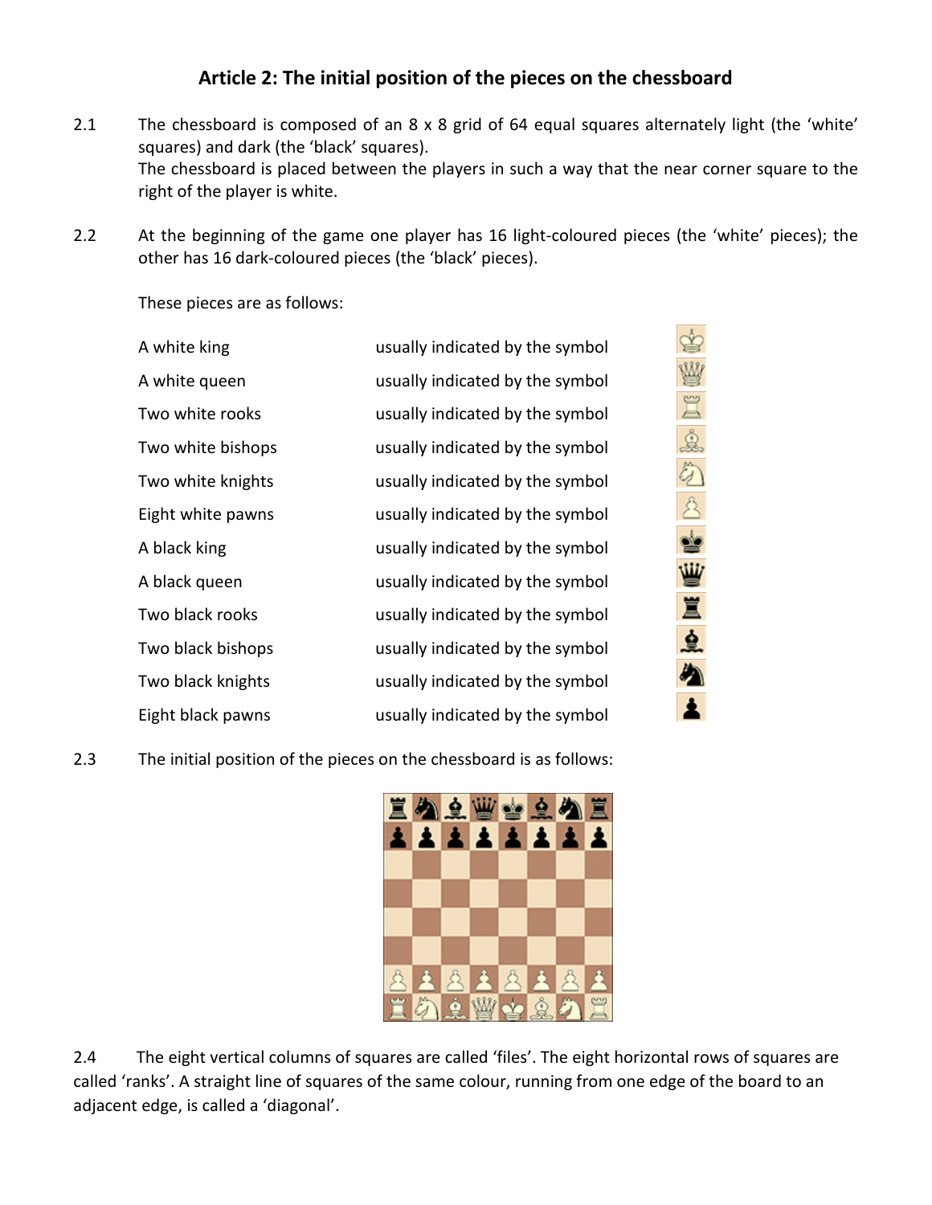## Article 2: The initial position of the pieces on the chessboard

2.1 The chessboard is composed of an 8 x 8 grid of 64 equal squares alternately light (the 'white' squares) and dark (the 'black' squares).
The chessboard is placed between the players in such a way that the near corner square to the right of the player is white.

2.2 At the beginning of the game one player has 16 light-coloured pieces (the 'white' pieces); the other has 16 dark-coloured pieces (the 'black' pieces).

These pieces are as follows:

| | | |
|---|---|---|
| A white king | usually indicated by the symbol | ♔ |
| A white queen | usually indicated by the symbol | ♕ |
| Two white rooks | usually indicated by the symbol | ♖ |
| Two white bishops | usually indicated by the symbol | ♗ |
| Two white knights | usually indicated by the symbol | ♘ |
| Eight white pawns | usually indicated by the symbol | ♙ |
| A black king | usually indicated by the symbol | ♚ |
| A black queen | usually indicated by the symbol | ♛ |
| Two black rooks | usually indicated by the symbol | ♜ |
| Two black bishops | usually indicated by the symbol | ♝ |
| Two black knights | usually indicated by the symbol | ♞ |
| Eight black pawns | usually indicated by the symbol | ♟ |

2.3 The initial position of the pieces on the chessboard is as follows:

```
♜ ♞ ♝ ♛ ♚ ♝ ♞ ♜
♟ ♟ ♟ ♟ ♟ ♟ ♟ ♟
 
 
 
 
♙ ♙ ♙ ♙ ♙ ♙ ♙ ♙
♖ ♘ ♗ ♕ ♔ ♗ ♘ ♖
```

2.4 The eight vertical columns of squares are called 'files'. The eight horizontal rows of squares are called 'ranks'. A straight line of squares of the same colour, running from one edge of the board to an adjacent edge, is called a 'diagonal'.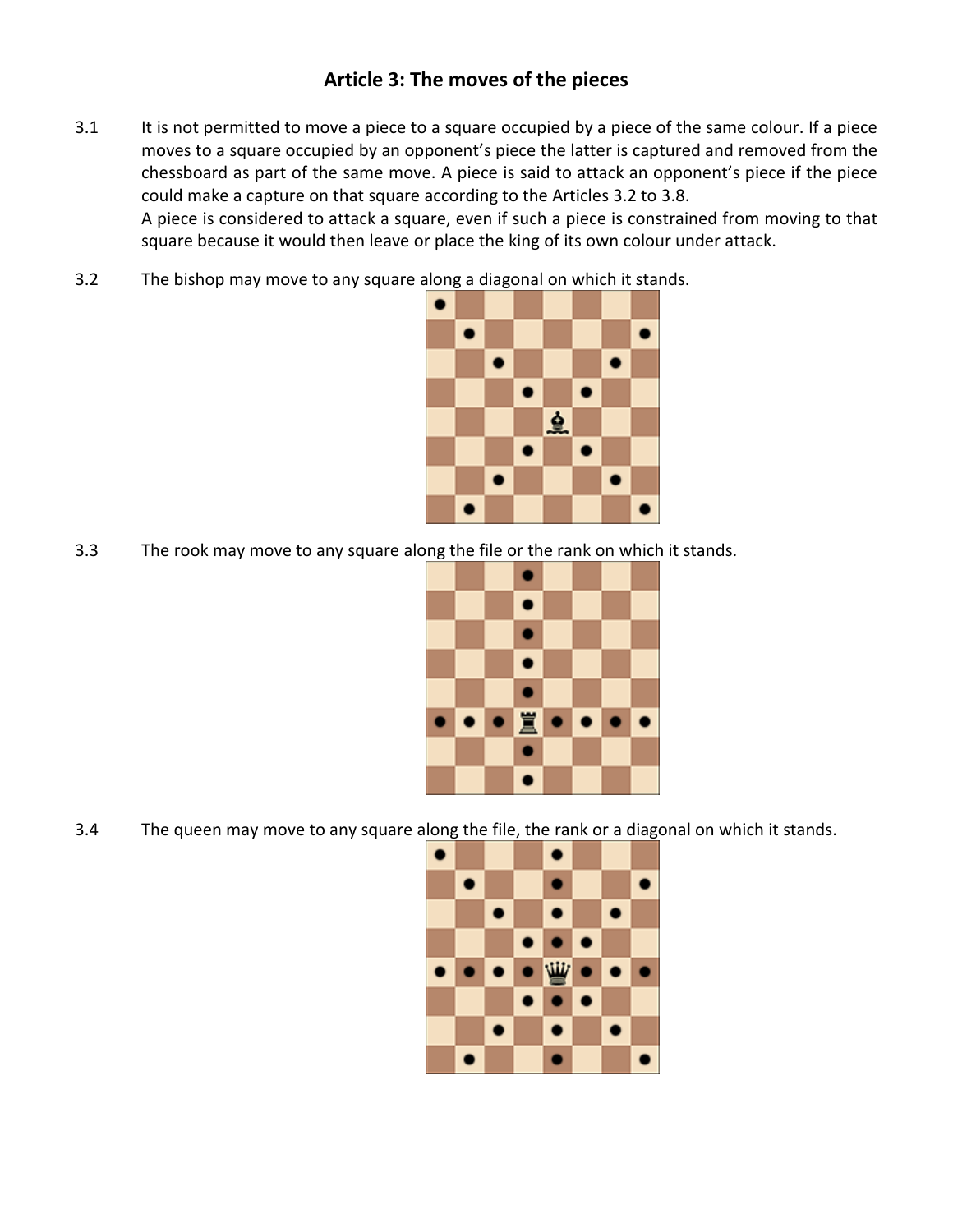## Article 3: The moves of the pieces

3.1 It is not permitted to move a piece to a square occupied by a piece of the same colour. If a piece moves to a square occupied by an opponent's piece the latter is captured and removed from the chessboard as part of the same move. A piece is said to attack an opponent's piece if the piece could make a capture on that square according to the Articles 3.2 to 3.8.
A piece is considered to attack a square, even if such a piece is constrained from moving to that square because it would then leave or place the king of its own colour under attack.

3.2 The bishop may move to any square along a diagonal on which it stands.

3.3 The rook may move to any square along the file or the rank on which it stands.

3.4 The queen may move to any square along the file, the rank or a diagonal on which it stands.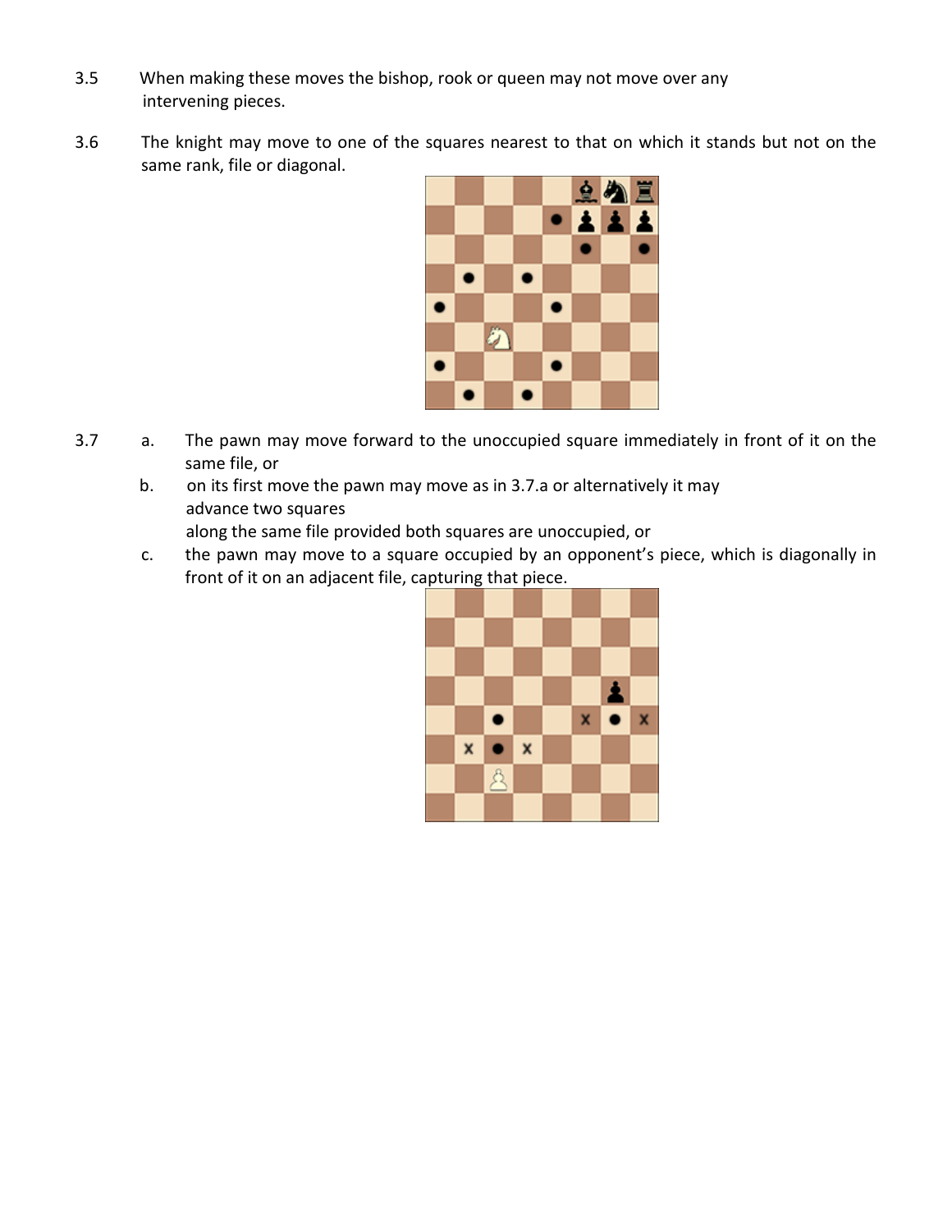3.5 When making these moves the bishop, rook or queen may not move over any intervening pieces.

3.6 The knight may move to one of the squares nearest to that on which it stands but not on the same rank, file or diagonal.

3.7 a. The pawn may move forward to the unoccupied square immediately in front of it on the same file, or

b. on its first move the pawn may move as in 3.7.a or alternatively it may advance two squares along the same file provided both squares are unoccupied, or

c. the pawn may move to a square occupied by an opponent's piece, which is diagonally in front of it on an adjacent file, capturing that piece.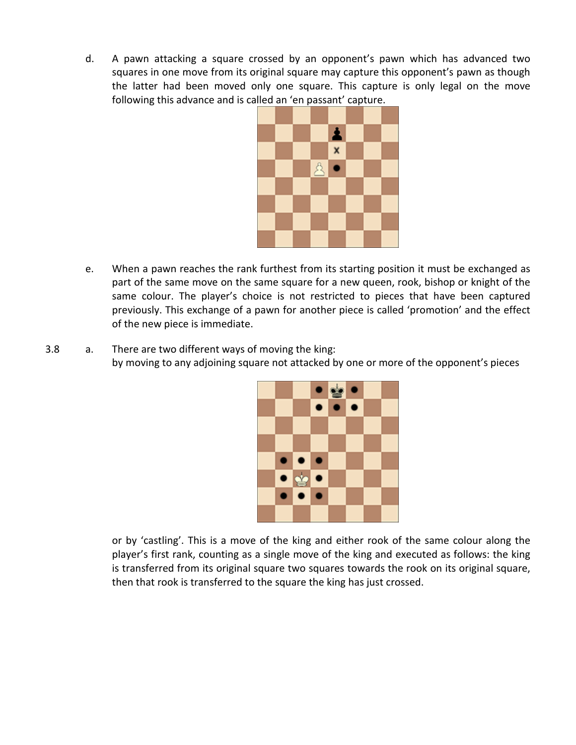d. A pawn attacking a square crossed by an opponent's pawn which has advanced two squares in one move from its original square may capture this opponent's pawn as though the latter had been moved only one square. This capture is only legal on the move following this advance and is called an 'en passant' capture.

e. When a pawn reaches the rank furthest from its starting position it must be exchanged as part of the same move on the same square for a new queen, rook, bishop or knight of the same colour. The player's choice is not restricted to pieces that have been captured previously. This exchange of a pawn for another piece is called 'promotion' and the effect of the new piece is immediate.

3.8 a. There are two different ways of moving the king:
by moving to any adjoining square not attacked by one or more of the opponent's pieces

or by 'castling'. This is a move of the king and either rook of the same colour along the player's first rank, counting as a single move of the king and executed as follows: the king is transferred from its original square two squares towards the rook on its original square, then that rook is transferred to the square the king has just crossed.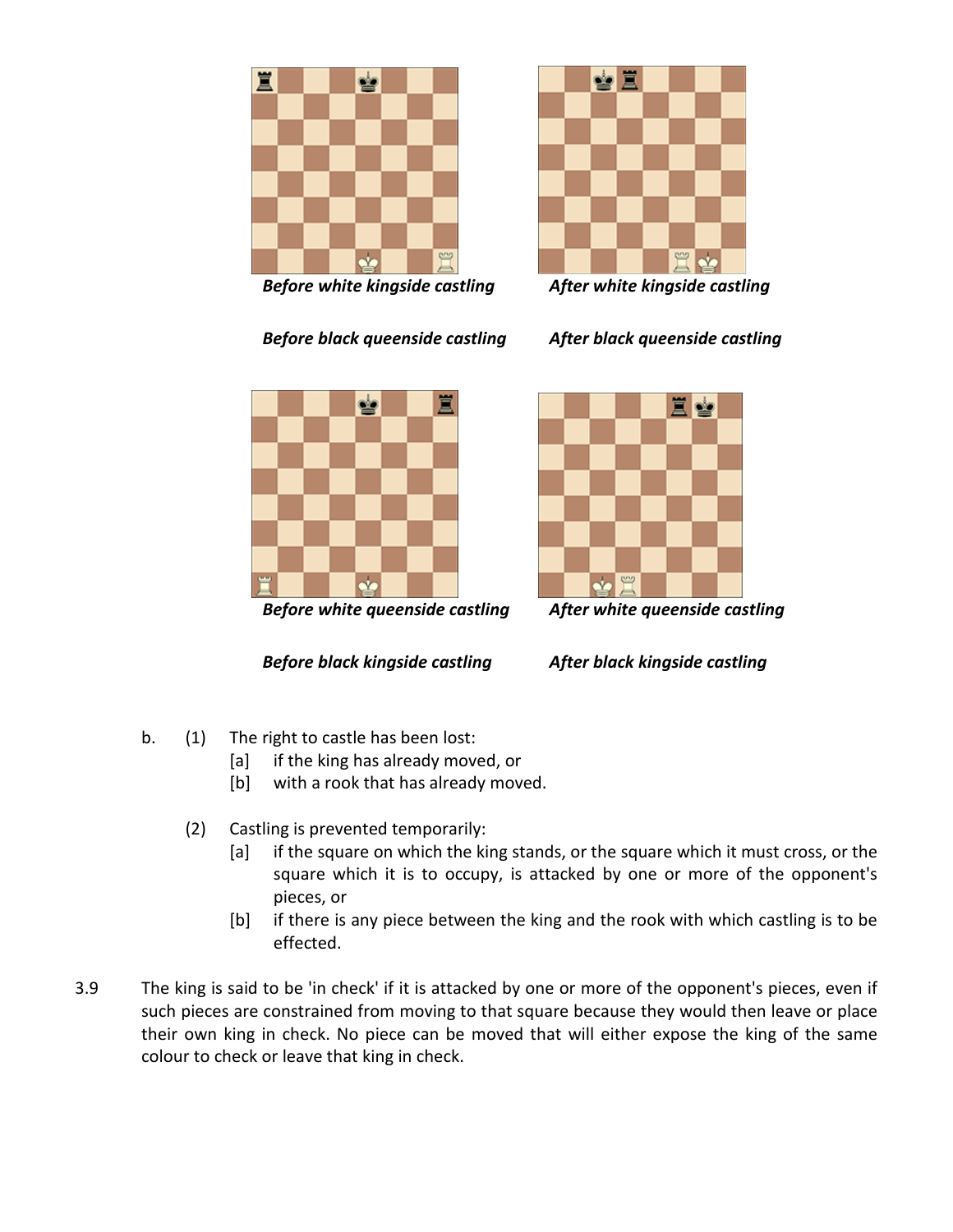*Before white kingside castling* *After white kingside castling*

*Before black queenside castling* *After black queenside castling*

*Before white queenside castling* *After white queenside castling*

*Before black kingside castling* *After black kingside castling*

b. (1) The right to castle has been lost:

[a] if the king has already moved, or

[b] with a rook that has already moved.

(2) Castling is prevented temporarily:

[a] if the square on which the king stands, or the square which it must cross, or the square which it is to occupy, is attacked by one or more of the opponent's pieces, or

[b] if there is any piece between the king and the rook with which castling is to be effected.

3.9 The king is said to be 'in check' if it is attacked by one or more of the opponent's pieces, even if such pieces are constrained from moving to that square because they would then leave or place their own king in check. No piece can be moved that will either expose the king of the same colour to check or leave that king in check.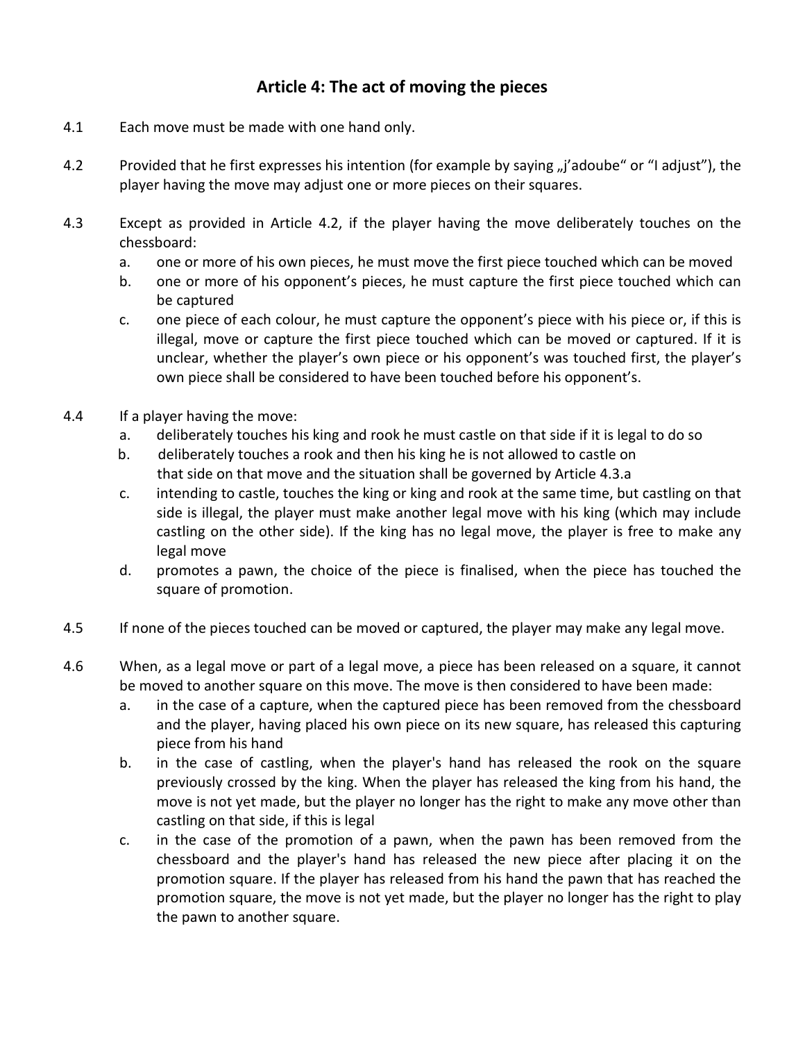## Article 4: The act of moving the pieces

4.1 Each move must be made with one hand only.

4.2 Provided that he first expresses his intention (for example by saying „j'adoube" or "I adjust"), the player having the move may adjust one or more pieces on their squares.

4.3 Except as provided in Article 4.2, if the player having the move deliberately touches on the chessboard:

a. one or more of his own pieces, he must move the first piece touched which can be moved

b. one or more of his opponent's pieces, he must capture the first piece touched which can be captured

c. one piece of each colour, he must capture the opponent's piece with his piece or, if this is illegal, move or capture the first piece touched which can be moved or captured. If it is unclear, whether the player's own piece or his opponent's was touched first, the player's own piece shall be considered to have been touched before his opponent's.

4.4 If a player having the move:

a. deliberately touches his king and rook he must castle on that side if it is legal to do so

b. deliberately touches a rook and then his king he is not allowed to castle on that side on that move and the situation shall be governed by Article 4.3.a

c. intending to castle, touches the king or king and rook at the same time, but castling on that side is illegal, the player must make another legal move with his king (which may include castling on the other side). If the king has no legal move, the player is free to make any legal move

d. promotes a pawn, the choice of the piece is finalised, when the piece has touched the square of promotion.

4.5 If none of the pieces touched can be moved or captured, the player may make any legal move.

4.6 When, as a legal move or part of a legal move, a piece has been released on a square, it cannot be moved to another square on this move. The move is then considered to have been made:

a. in the case of a capture, when the captured piece has been removed from the chessboard and the player, having placed his own piece on its new square, has released this capturing piece from his hand

b. in the case of castling, when the player's hand has released the rook on the square previously crossed by the king. When the player has released the king from his hand, the move is not yet made, but the player no longer has the right to make any move other than castling on that side, if this is legal

c. in the case of the promotion of a pawn, when the pawn has been removed from the chessboard and the player's hand has released the new piece after placing it on the promotion square. If the player has released from his hand the pawn that has reached the promotion square, the move is not yet made, but the player no longer has the right to play the pawn to another square.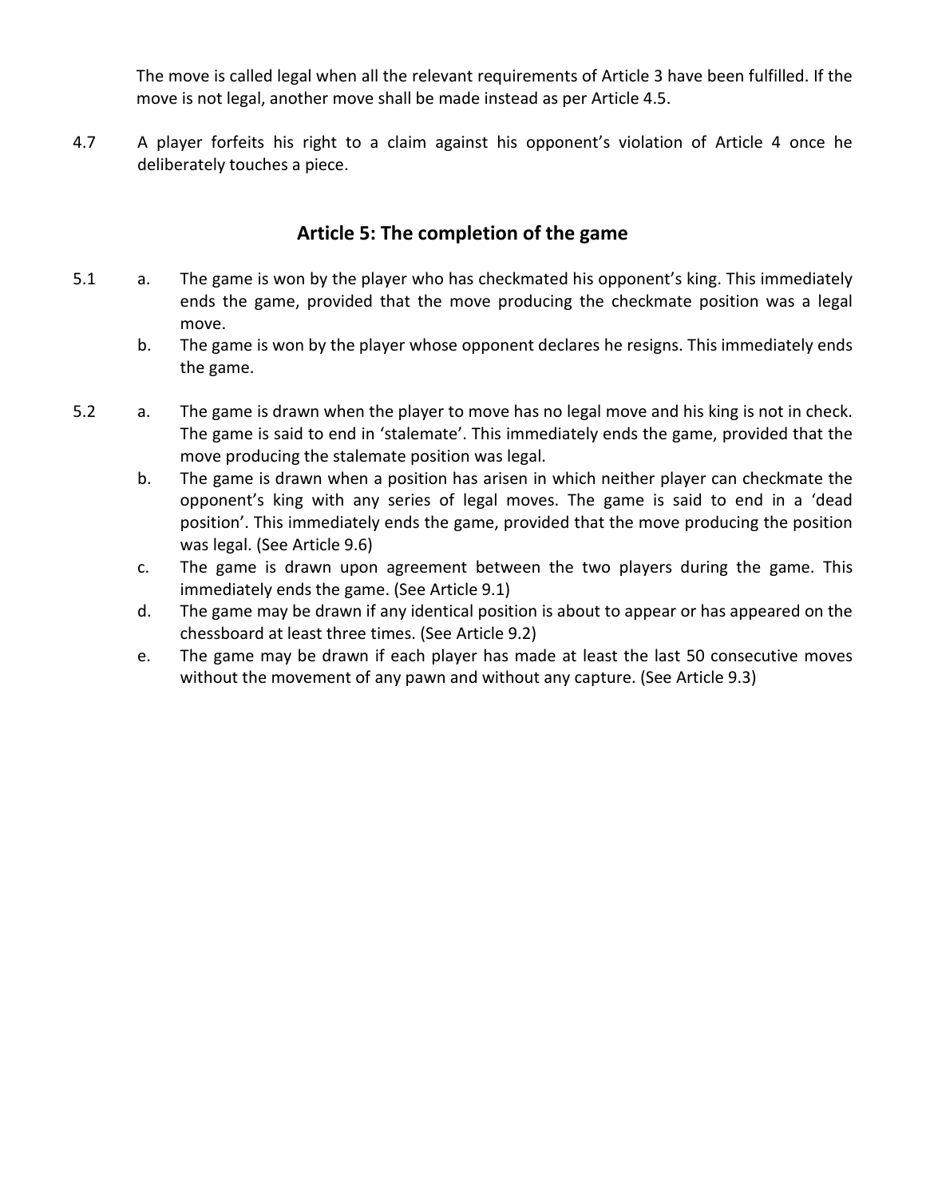The move is called legal when all the relevant requirements of Article 3 have been fulfilled. If the move is not legal, another move shall be made instead as per Article 4.5.

4.7 A player forfeits his right to a claim against his opponent's violation of Article 4 once he deliberately touches a piece.

## Article 5: The completion of the game

5.1

a. The game is won by the player who has checkmated his opponent's king. This immediately ends the game, provided that the move producing the checkmate position was a legal move.

b. The game is won by the player whose opponent declares he resigns. This immediately ends the game.

5.2

a. The game is drawn when the player to move has no legal move and his king is not in check. The game is said to end in 'stalemate'. This immediately ends the game, provided that the move producing the stalemate position was legal.

b. The game is drawn when a position has arisen in which neither player can checkmate the opponent's king with any series of legal moves. The game is said to end in a 'dead position'. This immediately ends the game, provided that the move producing the position was legal. (See Article 9.6)

c. The game is drawn upon agreement between the two players during the game. This immediately ends the game. (See Article 9.1)

d. The game may be drawn if any identical position is about to appear or has appeared on the chessboard at least three times. (See Article 9.2)

e. The game may be drawn if each player has made at least the last 50 consecutive moves without the movement of any pawn and without any capture. (See Article 9.3)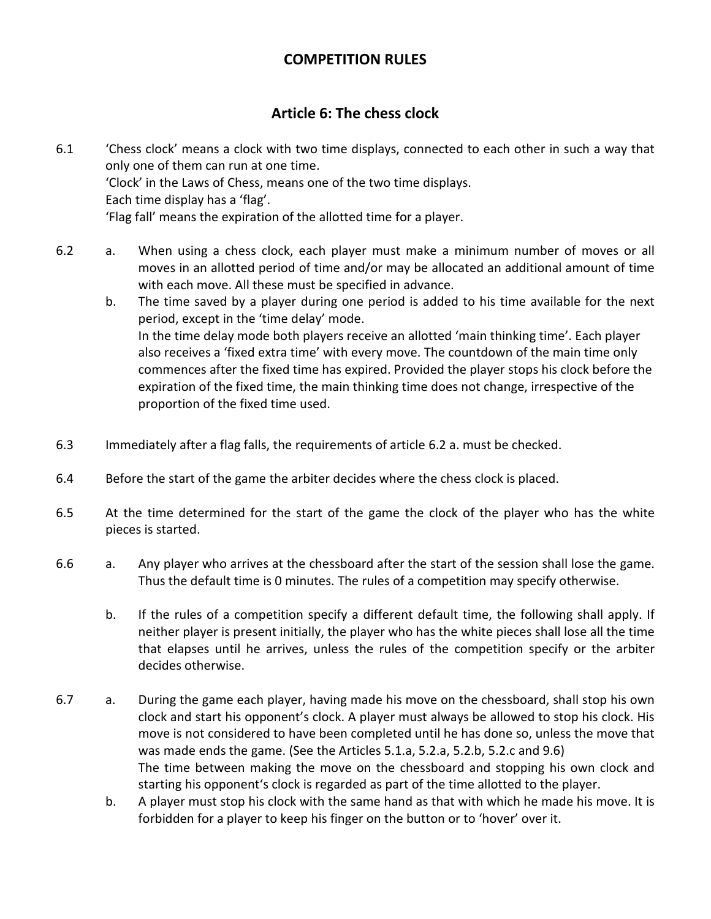# COMPETITION RULES

## Article 6: The chess clock

6.1 'Chess clock' means a clock with two time displays, connected to each other in such a way that only one of them can run at one time.
'Clock' in the Laws of Chess, means one of the two time displays.
Each time display has a 'flag'.
'Flag fall' means the expiration of the allotted time for a player.

6.2
a. When using a chess clock, each player must make a minimum number of moves or all moves in an allotted period of time and/or may be allocated an additional amount of time with each move. All these must be specified in advance.
b. The time saved by a player during one period is added to his time available for the next period, except in the 'time delay' mode.
In the time delay mode both players receive an allotted 'main thinking time'. Each player also receives a 'fixed extra time' with every move. The countdown of the main time only commences after the fixed time has expired. Provided the player stops his clock before the expiration of the fixed time, the main thinking time does not change, irrespective of the proportion of the fixed time used.

6.3 Immediately after a flag falls, the requirements of article 6.2 a. must be checked.

6.4 Before the start of the game the arbiter decides where the chess clock is placed.

6.5 At the time determined for the start of the game the clock of the player who has the white pieces is started.

6.6
a. Any player who arrives at the chessboard after the start of the session shall lose the game. Thus the default time is 0 minutes. The rules of a competition may specify otherwise.

b. If the rules of a competition specify a different default time, the following shall apply. If neither player is present initially, the player who has the white pieces shall lose all the time that elapses until he arrives, unless the rules of the competition specify or the arbiter decides otherwise.

6.7
a. During the game each player, having made his move on the chessboard, shall stop his own clock and start his opponent's clock. A player must always be allowed to stop his clock. His move is not considered to have been completed until he has done so, unless the move that was made ends the game. (See the Articles 5.1.a, 5.2.a, 5.2.b, 5.2.c and 9.6)
The time between making the move on the chessboard and stopping his own clock and starting his opponent's clock is regarded as part of the time allotted to the player.
b. A player must stop his clock with the same hand as that with which he made his move. It is forbidden for a player to keep his finger on the button or to 'hover' over it.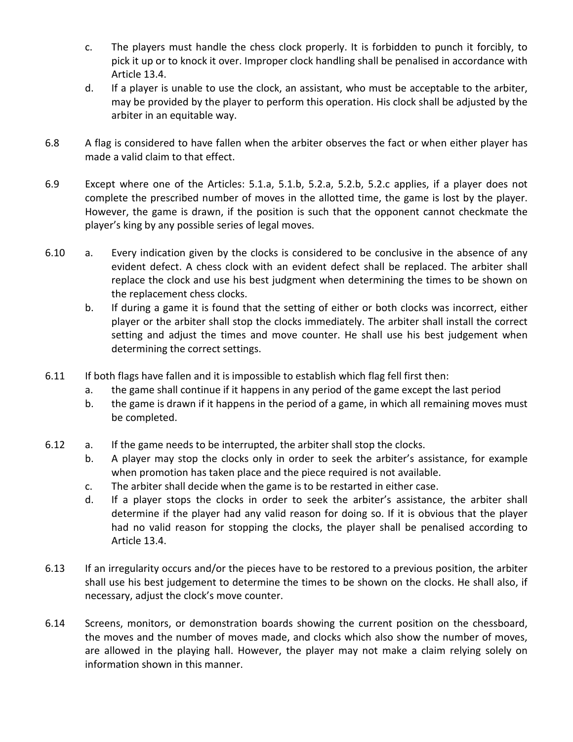c. The players must handle the chess clock properly. It is forbidden to punch it forcibly, to pick it up or to knock it over. Improper clock handling shall be penalised in accordance with Article 13.4.

d. If a player is unable to use the clock, an assistant, who must be acceptable to the arbiter, may be provided by the player to perform this operation. His clock shall be adjusted by the arbiter in an equitable way.

6.8 A flag is considered to have fallen when the arbiter observes the fact or when either player has made a valid claim to that effect.

6.9 Except where one of the Articles: 5.1.a, 5.1.b, 5.2.a, 5.2.b, 5.2.c applies, if a player does not complete the prescribed number of moves in the allotted time, the game is lost by the player. However, the game is drawn, if the position is such that the opponent cannot checkmate the player's king by any possible series of legal moves.

6.10 a. Every indication given by the clocks is considered to be conclusive in the absence of any evident defect. A chess clock with an evident defect shall be replaced. The arbiter shall replace the clock and use his best judgment when determining the times to be shown on the replacement chess clocks.

b. If during a game it is found that the setting of either or both clocks was incorrect, either player or the arbiter shall stop the clocks immediately. The arbiter shall install the correct setting and adjust the times and move counter. He shall use his best judgement when determining the correct settings.

6.11 If both flags have fallen and it is impossible to establish which flag fell first then:

a. the game shall continue if it happens in any period of the game except the last period

b. the game is drawn if it happens in the period of a game, in which all remaining moves must be completed.

6.12 a. If the game needs to be interrupted, the arbiter shall stop the clocks.

b. A player may stop the clocks only in order to seek the arbiter's assistance, for example when promotion has taken place and the piece required is not available.

c. The arbiter shall decide when the game is to be restarted in either case.

d. If a player stops the clocks in order to seek the arbiter's assistance, the arbiter shall determine if the player had any valid reason for doing so. If it is obvious that the player had no valid reason for stopping the clocks, the player shall be penalised according to Article 13.4.

6.13 If an irregularity occurs and/or the pieces have to be restored to a previous position, the arbiter shall use his best judgement to determine the times to be shown on the clocks. He shall also, if necessary, adjust the clock's move counter.

6.14 Screens, monitors, or demonstration boards showing the current position on the chessboard, the moves and the number of moves made, and clocks which also show the number of moves, are allowed in the playing hall. However, the player may not make a claim relying solely on information shown in this manner.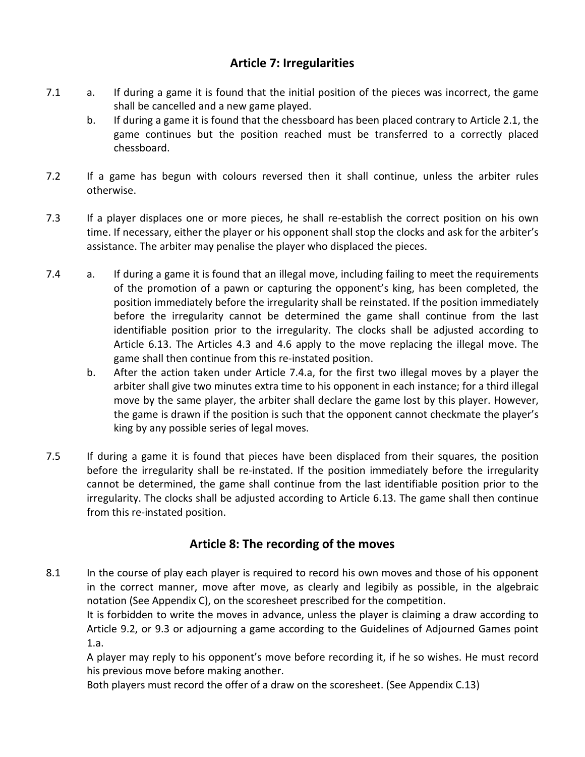## Article 7: Irregularities

7.1 a. If during a game it is found that the initial position of the pieces was incorrect, the game shall be cancelled and a new game played.

b. If during a game it is found that the chessboard has been placed contrary to Article 2.1, the game continues but the position reached must be transferred to a correctly placed chessboard.

7.2 If a game has begun with colours reversed then it shall continue, unless the arbiter rules otherwise.

7.3 If a player displaces one or more pieces, he shall re-establish the correct position on his own time. If necessary, either the player or his opponent shall stop the clocks and ask for the arbiter's assistance. The arbiter may penalise the player who displaced the pieces.

7.4 a. If during a game it is found that an illegal move, including failing to meet the requirements of the promotion of a pawn or capturing the opponent's king, has been completed, the position immediately before the irregularity shall be reinstated. If the position immediately before the irregularity cannot be determined the game shall continue from the last identifiable position prior to the irregularity. The clocks shall be adjusted according to Article 6.13. The Articles 4.3 and 4.6 apply to the move replacing the illegal move. The game shall then continue from this re-instated position.

b. After the action taken under Article 7.4.a, for the first two illegal moves by a player the arbiter shall give two minutes extra time to his opponent in each instance; for a third illegal move by the same player, the arbiter shall declare the game lost by this player. However, the game is drawn if the position is such that the opponent cannot checkmate the player's king by any possible series of legal moves.

7.5 If during a game it is found that pieces have been displaced from their squares, the position before the irregularity shall be re-instated. If the position immediately before the irregularity cannot be determined, the game shall continue from the last identifiable position prior to the irregularity. The clocks shall be adjusted according to Article 6.13. The game shall then continue from this re-instated position.

## Article 8: The recording of the moves

8.1 In the course of play each player is required to record his own moves and those of his opponent in the correct manner, move after move, as clearly and legibily as possible, in the algebraic notation (See Appendix C), on the scoresheet prescribed for the competition.

It is forbidden to write the moves in advance, unless the player is claiming a draw according to Article 9.2, or 9.3 or adjourning a game according to the Guidelines of Adjourned Games point 1.a.

A player may reply to his opponent's move before recording it, if he so wishes. He must record his previous move before making another.

Both players must record the offer of a draw on the scoresheet. (See Appendix C.13)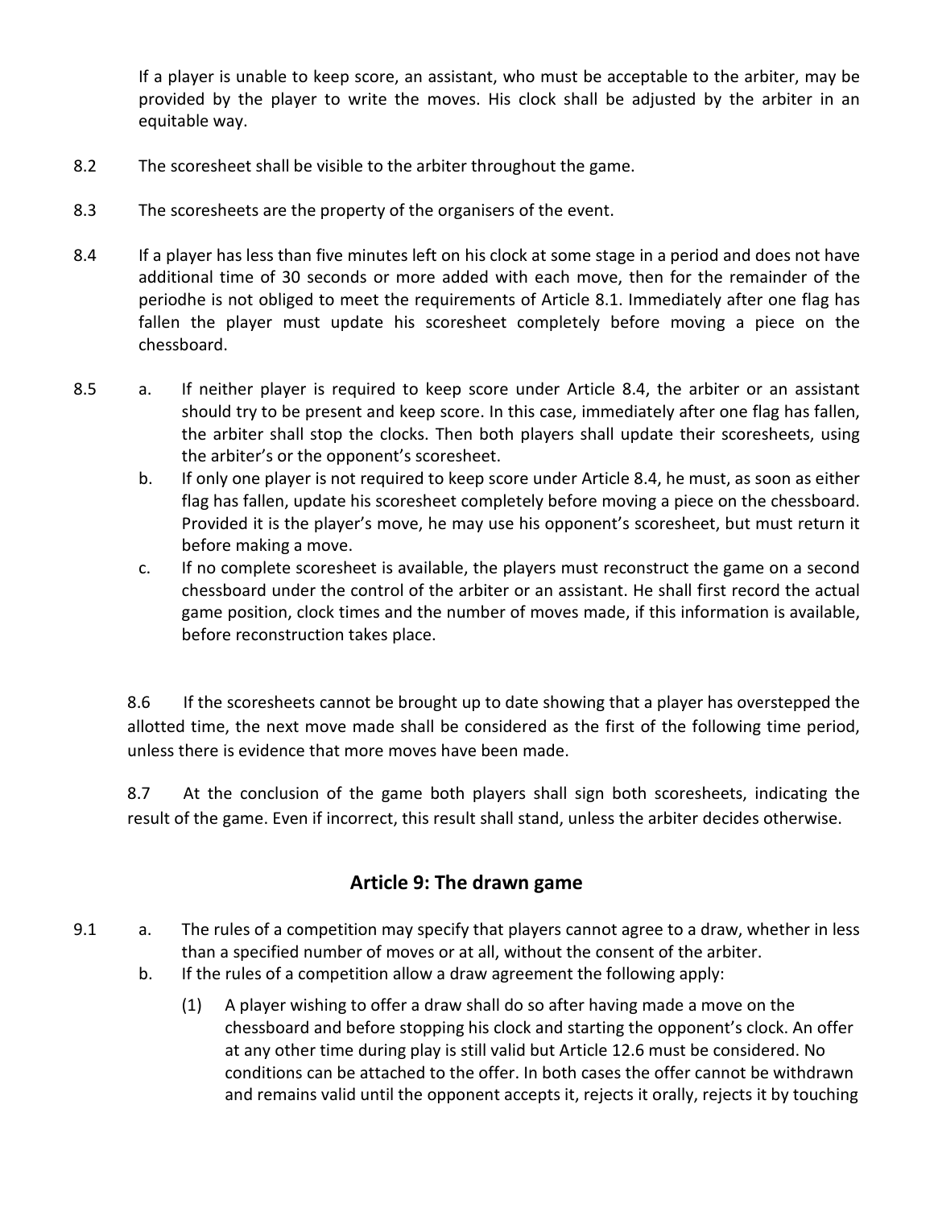If a player is unable to keep score, an assistant, who must be acceptable to the arbiter, may be provided by the player to write the moves. His clock shall be adjusted by the arbiter in an equitable way.

8.2 The scoresheet shall be visible to the arbiter throughout the game.

8.3 The scoresheets are the property of the organisers of the event.

8.4 If a player has less than five minutes left on his clock at some stage in a period and does not have additional time of 30 seconds or more added with each move, then for the remainder of the periodhe is not obliged to meet the requirements of Article 8.1. Immediately after one flag has fallen the player must update his scoresheet completely before moving a piece on the chessboard.

8.5
- a. If neither player is required to keep score under Article 8.4, the arbiter or an assistant should try to be present and keep score. In this case, immediately after one flag has fallen, the arbiter shall stop the clocks. Then both players shall update their scoresheets, using the arbiter's or the opponent's scoresheet.
- b. If only one player is not required to keep score under Article 8.4, he must, as soon as either flag has fallen, update his scoresheet completely before moving a piece on the chessboard. Provided it is the player's move, he may use his opponent's scoresheet, but must return it before making a move.
- c. If no complete scoresheet is available, the players must reconstruct the game on a second chessboard under the control of the arbiter or an assistant. He shall first record the actual game position, clock times and the number of moves made, if this information is available, before reconstruction takes place.

8.6 If the scoresheets cannot be brought up to date showing that a player has overstepped the allotted time, the next move made shall be considered as the first of the following time period, unless there is evidence that more moves have been made.

8.7 At the conclusion of the game both players shall sign both scoresheets, indicating the result of the game. Even if incorrect, this result shall stand, unless the arbiter decides otherwise.

## Article 9: The drawn game

9.1
- a. The rules of a competition may specify that players cannot agree to a draw, whether in less than a specified number of moves or at all, without the consent of the arbiter.
- b. If the rules of a competition allow a draw agreement the following apply:
  - (1) A player wishing to offer a draw shall do so after having made a move on the chessboard and before stopping his clock and starting the opponent's clock. An offer at any other time during play is still valid but Article 12.6 must be considered. No conditions can be attached to the offer. In both cases the offer cannot be withdrawn and remains valid until the opponent accepts it, rejects it orally, rejects it by touching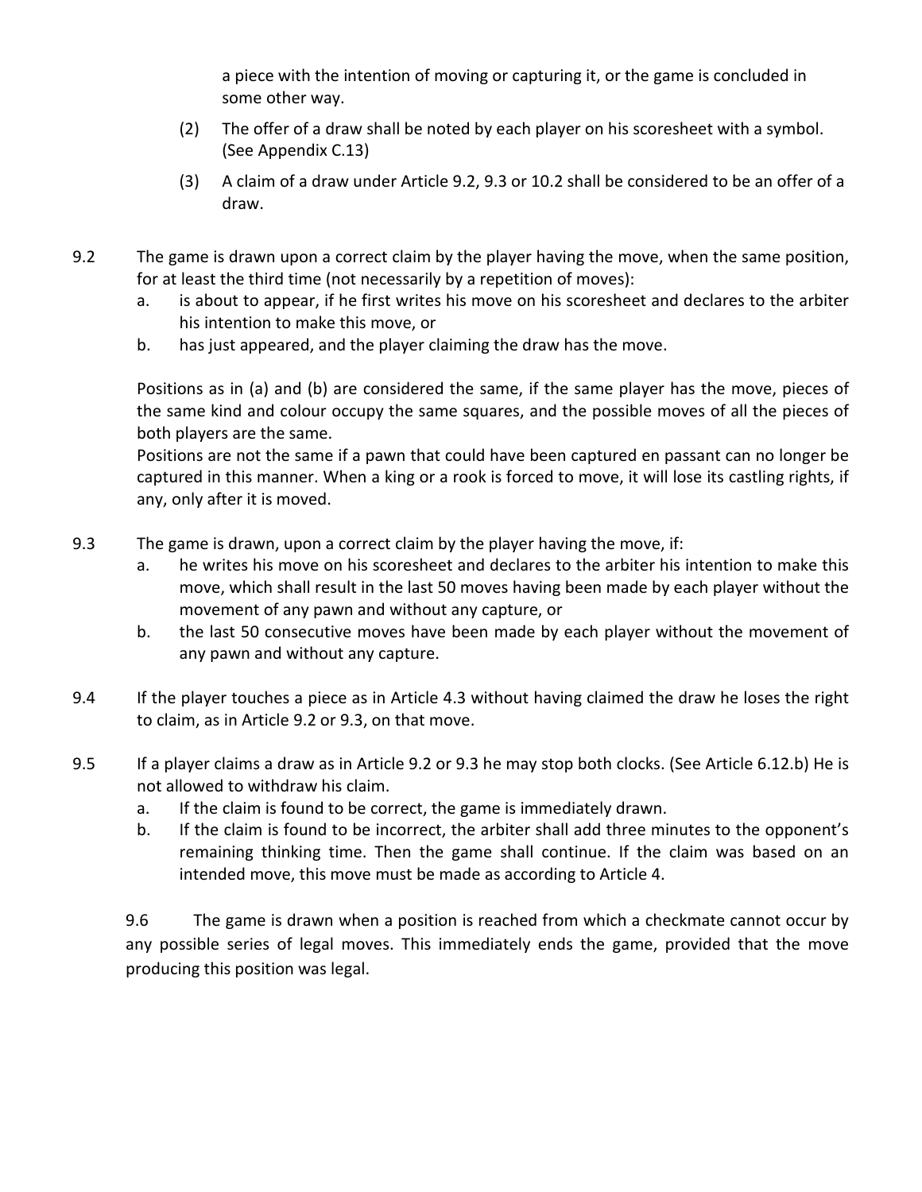a piece with the intention of moving or capturing it, or the game is concluded in some other way.

(2) The offer of a draw shall be noted by each player on his scoresheet with a symbol. (See Appendix C.13)

(3) A claim of a draw under Article 9.2, 9.3 or 10.2 shall be considered to be an offer of a draw.

9.2 The game is drawn upon a correct claim by the player having the move, when the same position, for at least the third time (not necessarily by a repetition of moves):

a. is about to appear, if he first writes his move on his scoresheet and declares to the arbiter his intention to make this move, or
b. has just appeared, and the player claiming the draw has the move.

Positions as in (a) and (b) are considered the same, if the same player has the move, pieces of the same kind and colour occupy the same squares, and the possible moves of all the pieces of both players are the same.
Positions are not the same if a pawn that could have been captured en passant can no longer be captured in this manner. When a king or a rook is forced to move, it will lose its castling rights, if any, only after it is moved.

9.3 The game is drawn, upon a correct claim by the player having the move, if:

a. he writes his move on his scoresheet and declares to the arbiter his intention to make this move, which shall result in the last 50 moves having been made by each player without the movement of any pawn and without any capture, or
b. the last 50 consecutive moves have been made by each player without the movement of any pawn and without any capture.

9.4 If the player touches a piece as in Article 4.3 without having claimed the draw he loses the right to claim, as in Article 9.2 or 9.3, on that move.

9.5 If a player claims a draw as in Article 9.2 or 9.3 he may stop both clocks. (See Article 6.12.b) He is not allowed to withdraw his claim.

a. If the claim is found to be correct, the game is immediately drawn.
b. If the claim is found to be incorrect, the arbiter shall add three minutes to the opponent's remaining thinking time. Then the game shall continue. If the claim was based on an intended move, this move must be made as according to Article 4.

9.6 The game is drawn when a position is reached from which a checkmate cannot occur by any possible series of legal moves. This immediately ends the game, provided that the move producing this position was legal.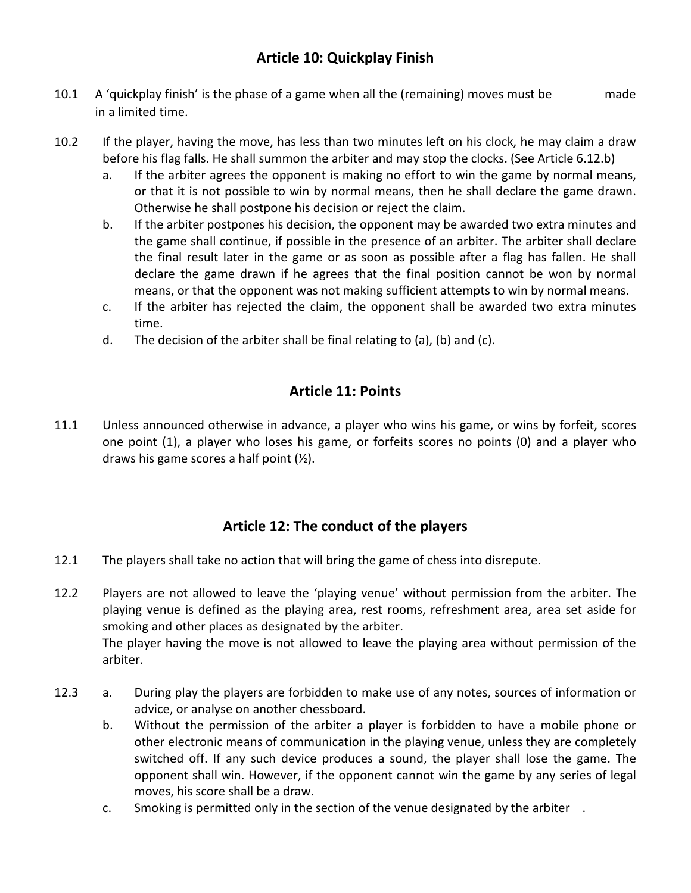## Article 10: Quickplay Finish

10.1 A 'quickplay finish' is the phase of a game when all the (remaining) moves must be made in a limited time.

10.2 If the player, having the move, has less than two minutes left on his clock, he may claim a draw before his flag falls. He shall summon the arbiter and may stop the clocks. (See Article 6.12.b)

a. If the arbiter agrees the opponent is making no effort to win the game by normal means, or that it is not possible to win by normal means, then he shall declare the game drawn. Otherwise he shall postpone his decision or reject the claim.

b. If the arbiter postpones his decision, the opponent may be awarded two extra minutes and the game shall continue, if possible in the presence of an arbiter. The arbiter shall declare the final result later in the game or as soon as possible after a flag has fallen. He shall declare the game drawn if he agrees that the final position cannot be won by normal means, or that the opponent was not making sufficient attempts to win by normal means.

c. If the arbiter has rejected the claim, the opponent shall be awarded two extra minutes time.

d. The decision of the arbiter shall be final relating to (a), (b) and (c).

## Article 11: Points

11.1 Unless announced otherwise in advance, a player who wins his game, or wins by forfeit, scores one point (1), a player who loses his game, or forfeits scores no points (0) and a player who draws his game scores a half point (½).

## Article 12: The conduct of the players

12.1 The players shall take no action that will bring the game of chess into disrepute.

12.2 Players are not allowed to leave the 'playing venue' without permission from the arbiter. The playing venue is defined as the playing area, rest rooms, refreshment area, area set aside for smoking and other places as designated by the arbiter.
The player having the move is not allowed to leave the playing area without permission of the arbiter.

12.3

a. During play the players are forbidden to make use of any notes, sources of information or advice, or analyse on another chessboard.

b. Without the permission of the arbiter a player is forbidden to have a mobile phone or other electronic means of communication in the playing venue, unless they are completely switched off. If any such device produces a sound, the player shall lose the game. The opponent shall win. However, if the opponent cannot win the game by any series of legal moves, his score shall be a draw.

c. Smoking is permitted only in the section of the venue designated by the arbiter .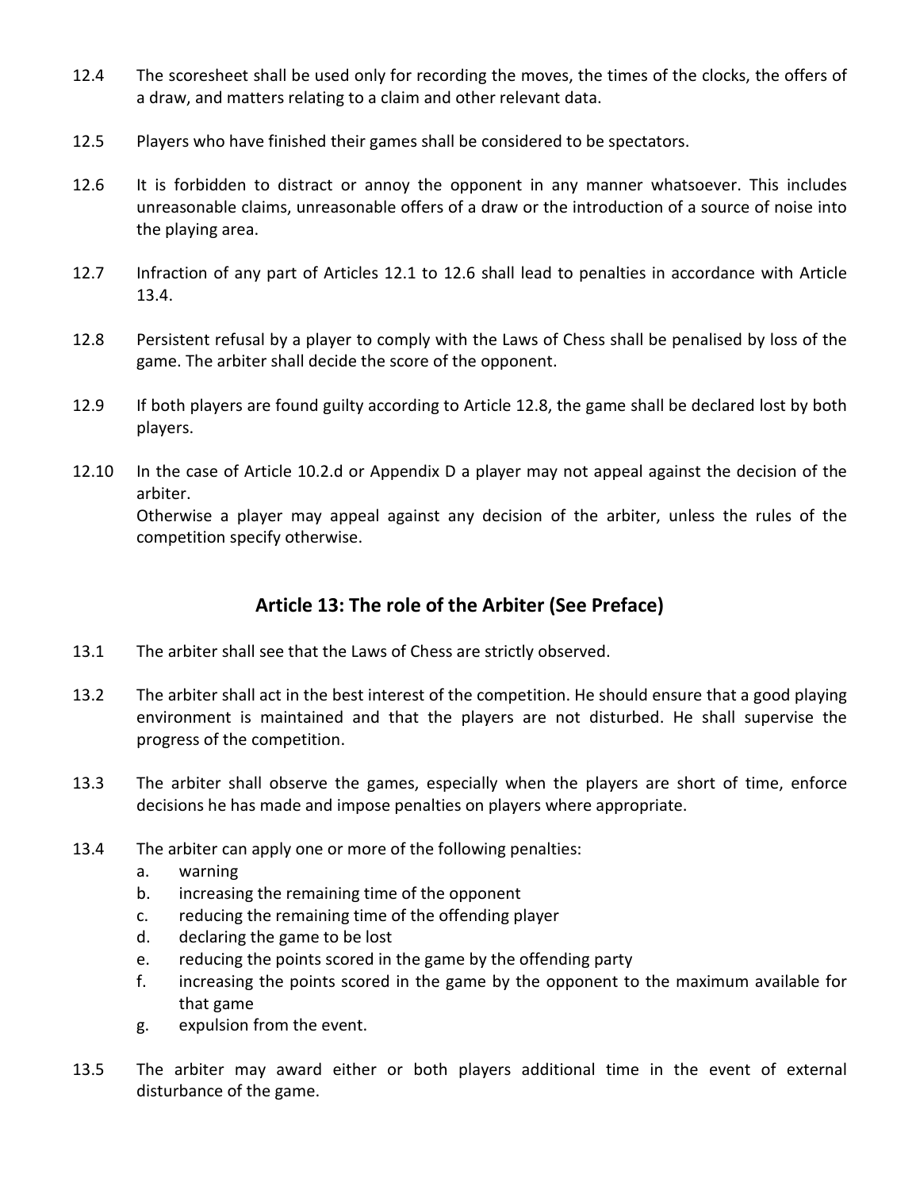12.4 The scoresheet shall be used only for recording the moves, the times of the clocks, the offers of a draw, and matters relating to a claim and other relevant data.

12.5 Players who have finished their games shall be considered to be spectators.

12.6 It is forbidden to distract or annoy the opponent in any manner whatsoever. This includes unreasonable claims, unreasonable offers of a draw or the introduction of a source of noise into the playing area.

12.7 Infraction of any part of Articles 12.1 to 12.6 shall lead to penalties in accordance with Article 13.4.

12.8 Persistent refusal by a player to comply with the Laws of Chess shall be penalised by loss of the game. The arbiter shall decide the score of the opponent.

12.9 If both players are found guilty according to Article 12.8, the game shall be declared lost by both players.

12.10 In the case of Article 10.2.d or Appendix D a player may not appeal against the decision of the arbiter.
Otherwise a player may appeal against any decision of the arbiter, unless the rules of the competition specify otherwise.

## Article 13: The role of the Arbiter (See Preface)

13.1 The arbiter shall see that the Laws of Chess are strictly observed.

13.2 The arbiter shall act in the best interest of the competition. He should ensure that a good playing environment is maintained and that the players are not disturbed. He shall supervise the progress of the competition.

13.3 The arbiter shall observe the games, especially when the players are short of time, enforce decisions he has made and impose penalties on players where appropriate.

13.4 The arbiter can apply one or more of the following penalties:

a. warning
b. increasing the remaining time of the opponent
c. reducing the remaining time of the offending player
d. declaring the game to be lost
e. reducing the points scored in the game by the offending party
f. increasing the points scored in the game by the opponent to the maximum available for that game
g. expulsion from the event.

13.5 The arbiter may award either or both players additional time in the event of external disturbance of the game.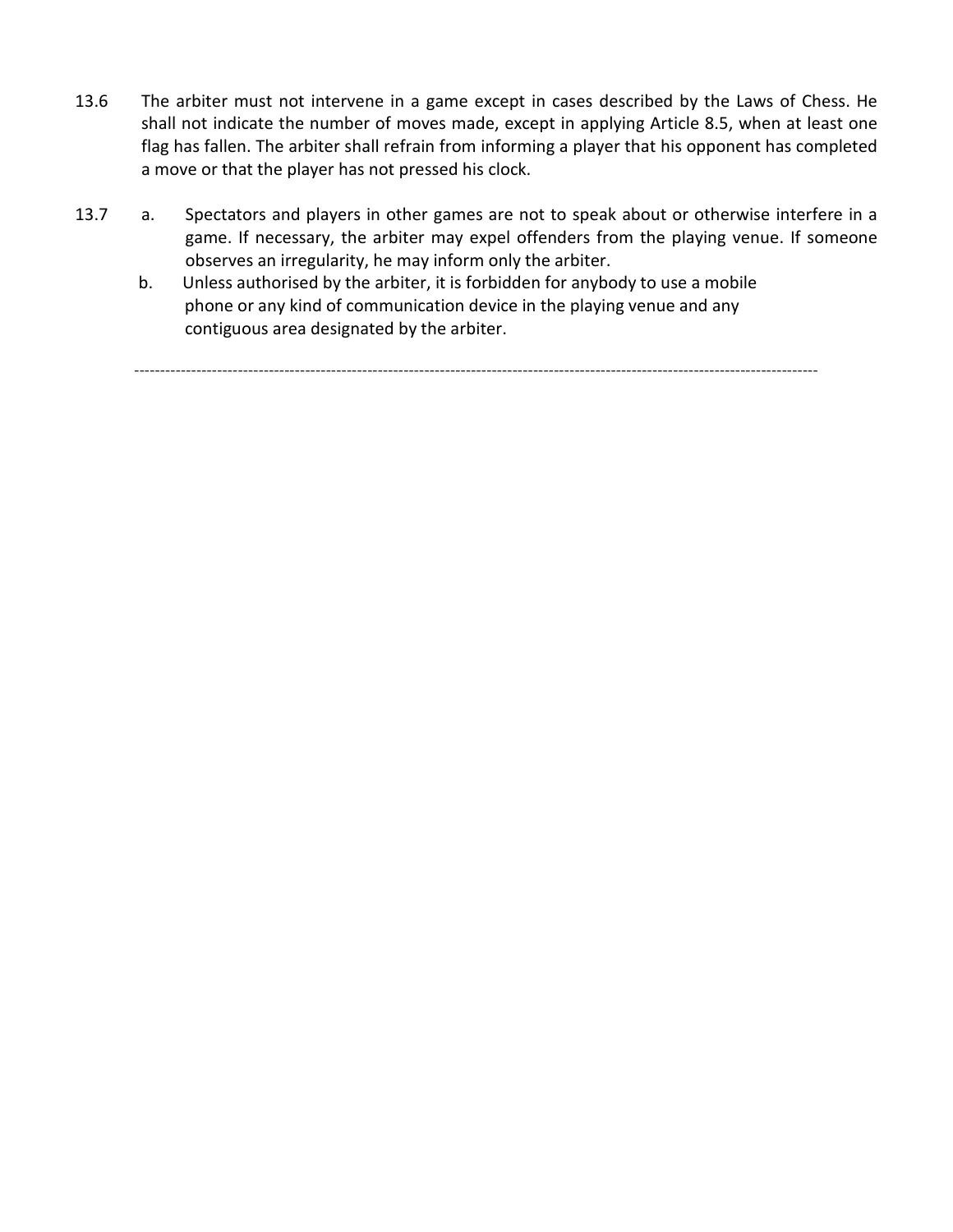13.6 The arbiter must not intervene in a game except in cases described by the Laws of Chess. He shall not indicate the number of moves made, except in applying Article 8.5, when at least one flag has fallen. The arbiter shall refrain from informing a player that his opponent has completed a move or that the player has not pressed his clock.

13.7 a. Spectators and players in other games are not to speak about or otherwise interfere in a game. If necessary, the arbiter may expel offenders from the playing venue. If someone observes an irregularity, he may inform only the arbiter.

b. Unless authorised by the arbiter, it is forbidden for anybody to use a mobile phone or any kind of communication device in the playing venue and any contiguous area designated by the arbiter.

---